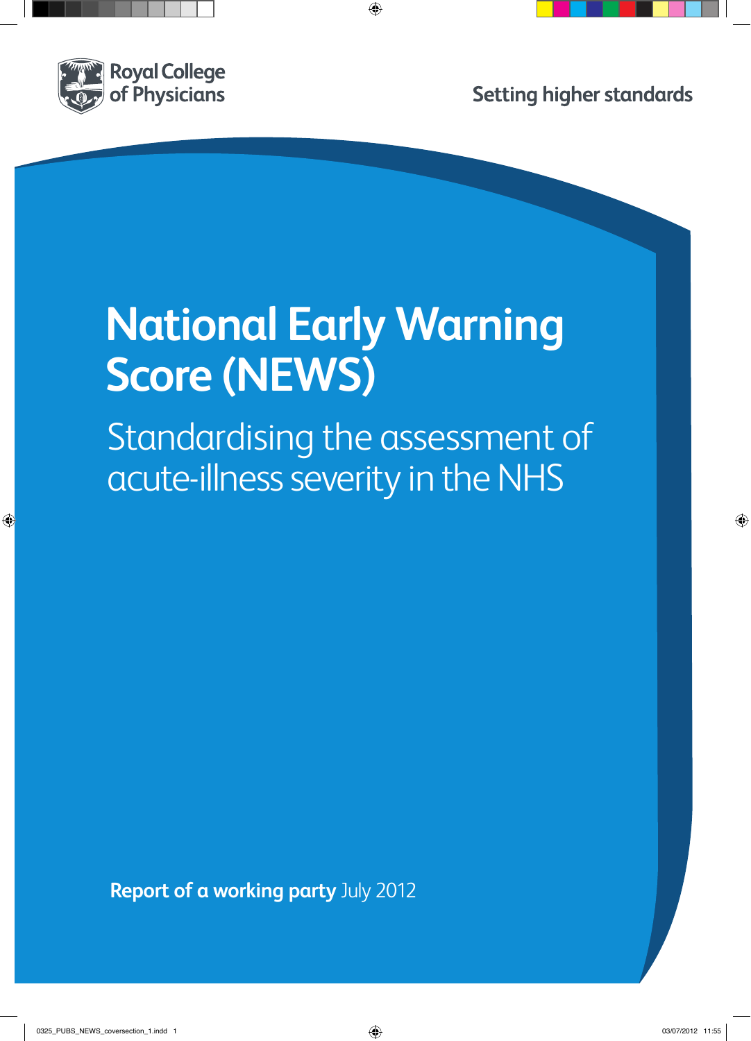Royal College of Physicians

Setting higher standards

# National Early Warning Score (NEWS)

## Standardising the assessment of acute-illness severity in the NHS

**Report of a working party** July 2012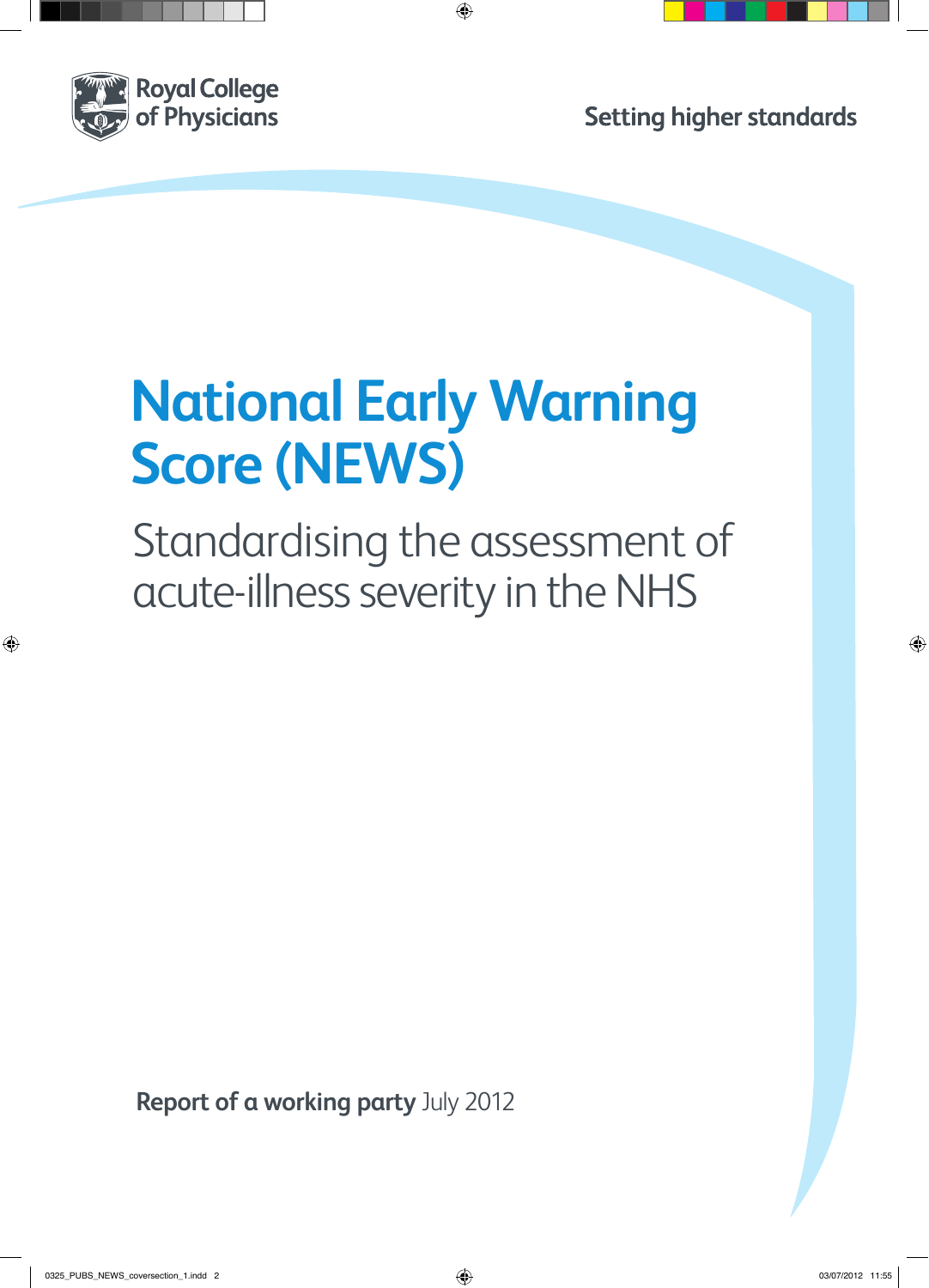Royal College of Physicians

Setting higher standards

# National Early Warning Score (NEWS)

## Standardising the assessment of acute-illness severity in the NHS

**Report of a working party** July 2012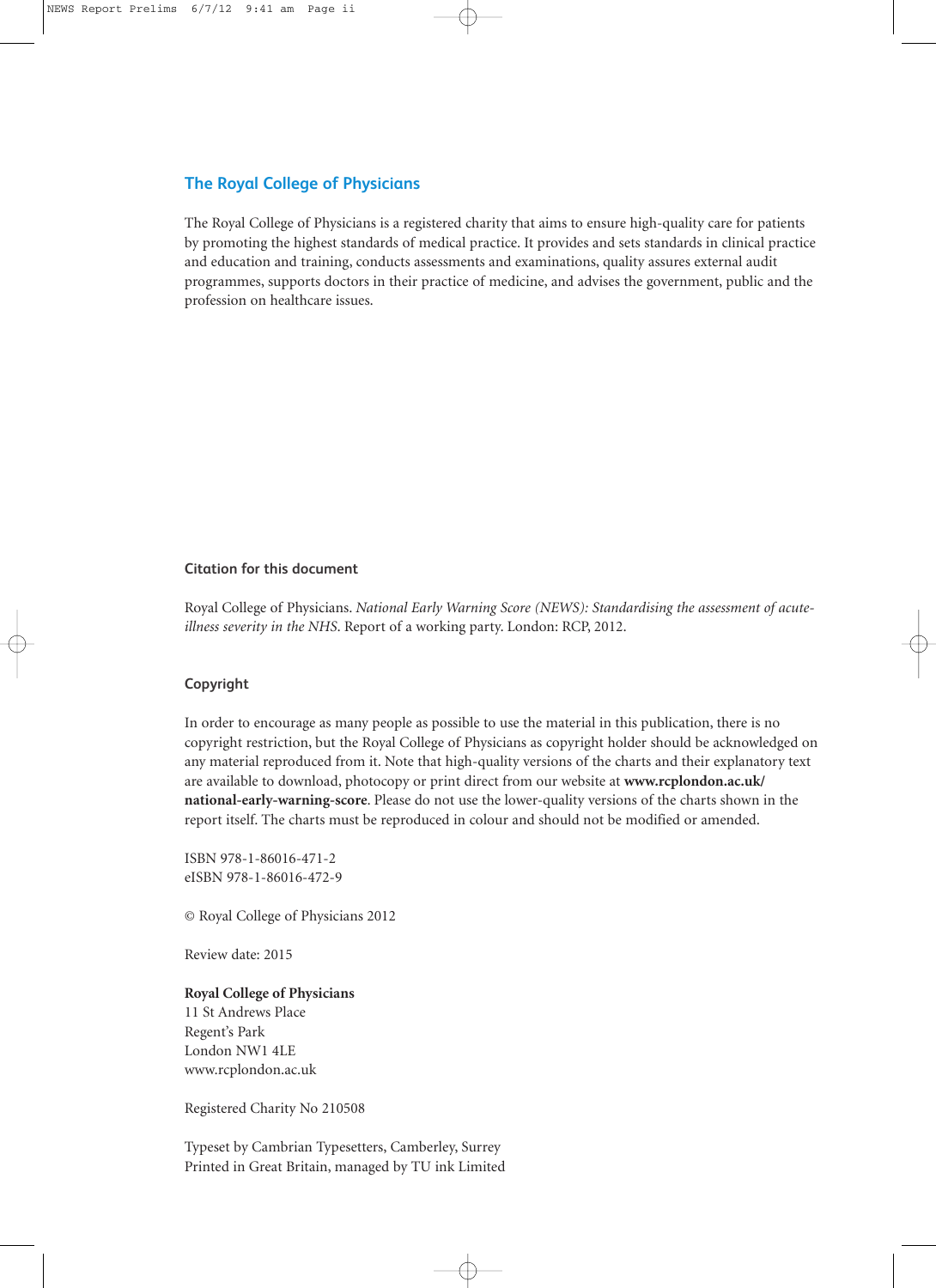## The Royal College of Physicians

The Royal College of Physicians is a registered charity that aims to ensure high-quality care for patients by promoting the highest standards of medical practice. It provides and sets standards in clinical practice and education and training, conducts assessments and examinations, quality assures external audit programmes, supports doctors in their practice of medicine, and advises the government, public and the profession on healthcare issues.

### Citation for this document

Royal College of Physicians. *National Early Warning Score (NEWS): Standardising the assessment of acute-illness severity in the NHS*. Report of a working party. London: RCP, 2012.

### Copyright

In order to encourage as many people as possible to use the material in this publication, there is no copyright restriction, but the Royal College of Physicians as copyright holder should be acknowledged on any material reproduced from it. Note that high-quality versions of the charts and their explanatory text are available to download, photocopy or print direct from our website at **www.rcplondon.ac.uk/national-early-warning-score**. Please do not use the lower-quality versions of the charts shown in the report itself. The charts must be reproduced in colour and should not be modified or amended.

ISBN 978-1-86016-471-2
eISBN 978-1-86016-472-9

© Royal College of Physicians 2012

Review date: 2015

**Royal College of Physicians**
11 St Andrews Place
Regent's Park
London NW1 4LE
www.rcplondon.ac.uk

Registered Charity No 210508

Typeset by Cambrian Typesetters, Camberley, Surrey
Printed in Great Britain, managed by TU ink Limited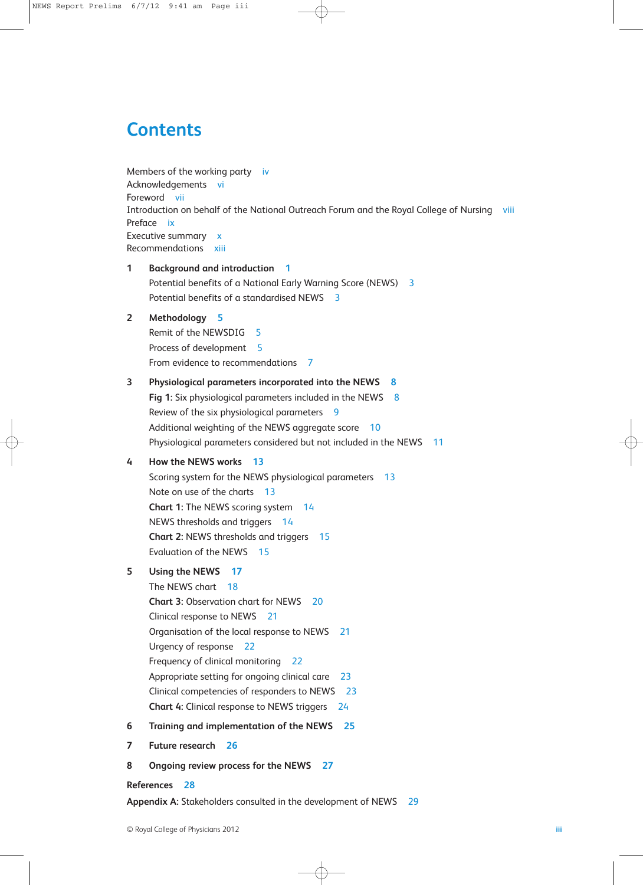# Contents

Members of the working party iv
Acknowledgements vi
Foreword vii
Introduction on behalf of the National Outreach Forum and the Royal College of Nursing viii
Preface ix
Executive summary x
Recommendations xiii

**1 Background and introduction 1**
- Potential benefits of a National Early Warning Score (NEWS) 3
- Potential benefits of a standardised NEWS 3

**2 Methodology 5**
- Remit of the NEWSDIG 5
- Process of development 5
- From evidence to recommendations 7

**3 Physiological parameters incorporated into the NEWS 8**
- **Fig 1:** Six physiological parameters included in the NEWS 8
- Review of the six physiological parameters 9
- Additional weighting of the NEWS aggregate score 10
- Physiological parameters considered but not included in the NEWS 11

**4 How the NEWS works 13**
- Scoring system for the NEWS physiological parameters 13
- Note on use of the charts 13
- **Chart 1:** The NEWS scoring system 14
- NEWS thresholds and triggers 14
- **Chart 2:** NEWS thresholds and triggers 15
- Evaluation of the NEWS 15

**5 Using the NEWS 17**
- The NEWS chart 18
- **Chart 3:** Observation chart for NEWS 20
- Clinical response to NEWS 21
- Organisation of the local response to NEWS 21
- Urgency of response 22
- Frequency of clinical monitoring 22
- Appropriate setting for ongoing clinical care 23
- Clinical competencies of responders to NEWS 23
- **Chart 4:** Clinical response to NEWS triggers 24

**6 Training and implementation of the NEWS 25**

**7 Future research 26**

**8 Ongoing review process for the NEWS 27**

**References 28**

**Appendix A:** Stakeholders consulted in the development of NEWS 29

© Royal College of Physicians 2012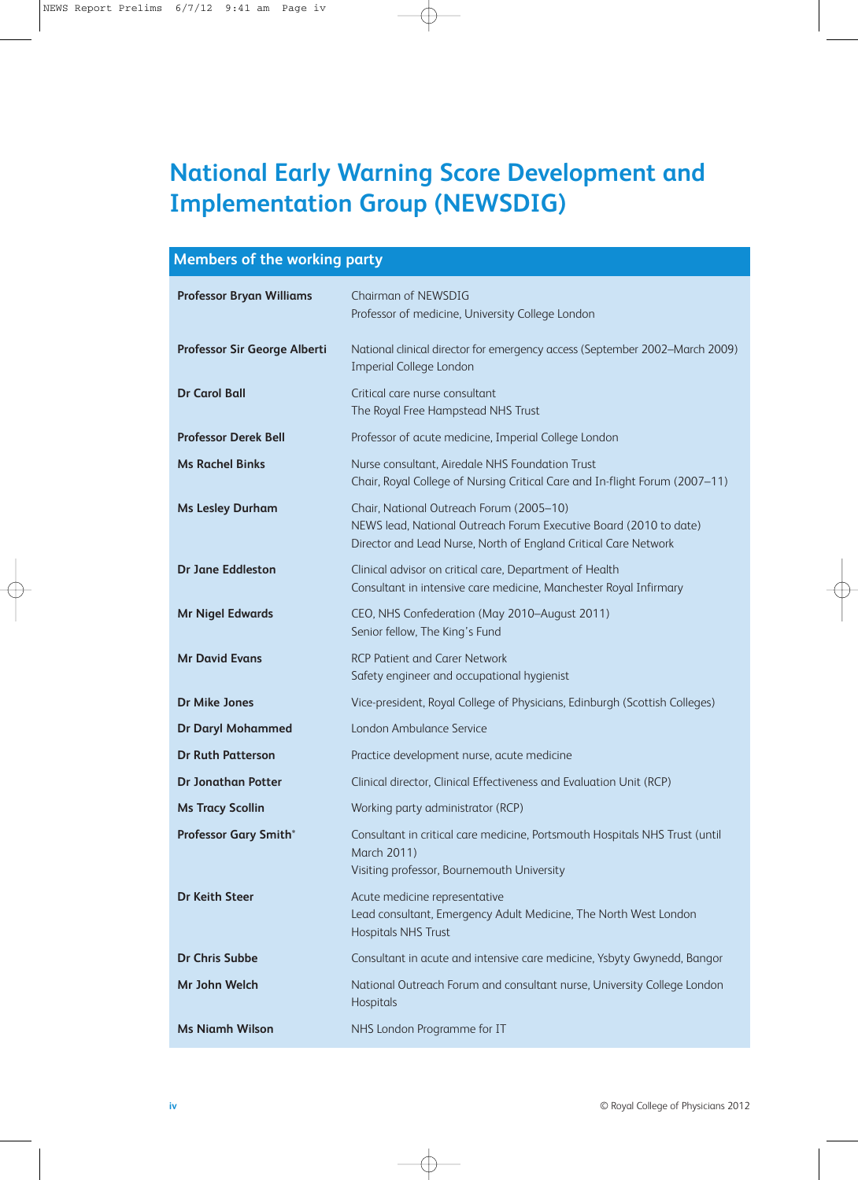# National Early Warning Score Development and Implementation Group (NEWSDIG)

## Members of the working party

| | |
|---|---|
| **Professor Bryan Williams** | Chairman of NEWSDIG<br>Professor of medicine, University College London |
| **Professor Sir George Alberti** | National clinical director for emergency access (September 2002–March 2009)<br>Imperial College London |
| **Dr Carol Ball** | Critical care nurse consultant<br>The Royal Free Hampstead NHS Trust |
| **Professor Derek Bell** | Professor of acute medicine, Imperial College London |
| **Ms Rachel Binks** | Nurse consultant, Airedale NHS Foundation Trust<br>Chair, Royal College of Nursing Critical Care and In-flight Forum (2007–11) |
| **Ms Lesley Durham** | Chair, National Outreach Forum (2005–10)<br>NEWS lead, National Outreach Forum Executive Board (2010 to date)<br>Director and Lead Nurse, North of England Critical Care Network |
| **Dr Jane Eddleston** | Clinical advisor on critical care, Department of Health<br>Consultant in intensive care medicine, Manchester Royal Infirmary |
| **Mr Nigel Edwards** | CEO, NHS Confederation (May 2010–August 2011)<br>Senior fellow, The King's Fund |
| **Mr David Evans** | RCP Patient and Carer Network<br>Safety engineer and occupational hygienist |
| **Dr Mike Jones** | Vice-president, Royal College of Physicians, Edinburgh (Scottish Colleges) |
| **Dr Daryl Mohammed** | London Ambulance Service |
| **Dr Ruth Patterson** | Practice development nurse, acute medicine |
| **Dr Jonathan Potter** | Clinical director, Clinical Effectiveness and Evaluation Unit (RCP) |
| **Ms Tracy Scollin** | Working party administrator (RCP) |
| **Professor Gary Smith*** | Consultant in critical care medicine, Portsmouth Hospitals NHS Trust (until March 2011)<br>Visiting professor, Bournemouth University |
| **Dr Keith Steer** | Acute medicine representative<br>Lead consultant, Emergency Adult Medicine, The North West London Hospitals NHS Trust |
| **Dr Chris Subbe** | Consultant in acute and intensive care medicine, Ysbyty Gwynedd, Bangor |
| **Mr John Welch** | National Outreach Forum and consultant nurse, University College London Hospitals |
| **Ms Niamh Wilson** | NHS London Programme for IT |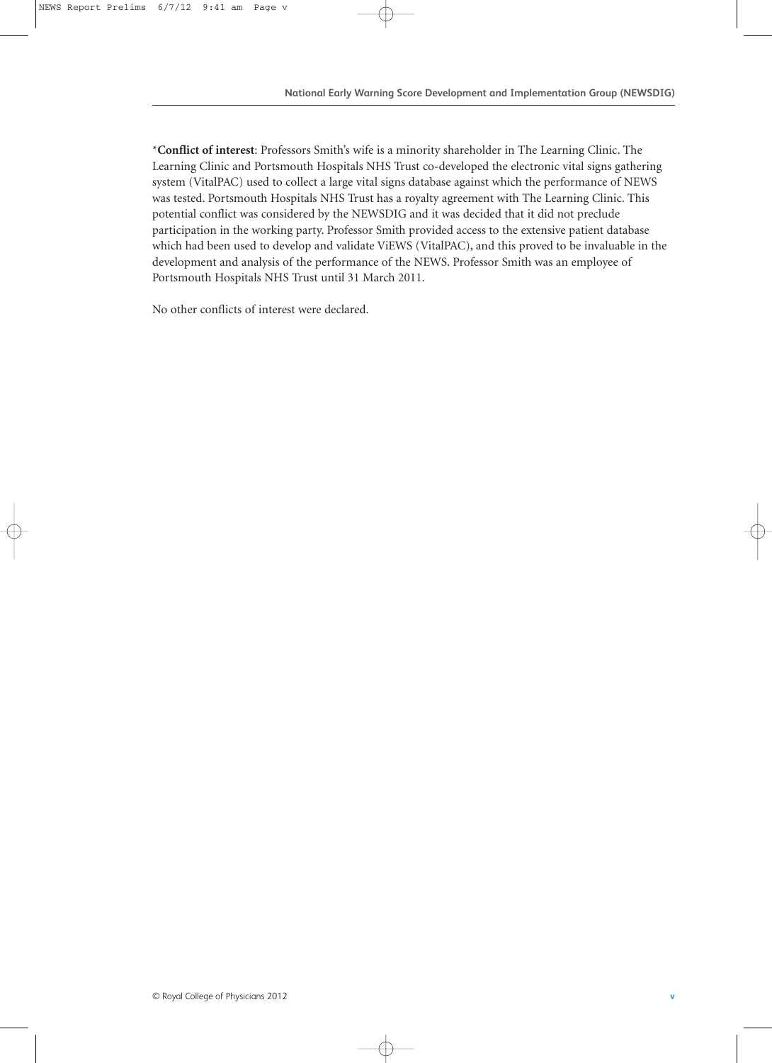*​**Conflict of interest**: Professors Smith's wife is a minority shareholder in The Learning Clinic. The Learning Clinic and Portsmouth Hospitals NHS Trust co-developed the electronic vital signs gathering system (VitalPAC) used to collect a large vital signs database against which the performance of NEWS was tested. Portsmouth Hospitals NHS Trust has a royalty agreement with The Learning Clinic. This potential conflict was considered by the NEWSDIG and it was decided that it did not preclude participation in the working party. Professor Smith provided access to the extensive patient database which had been used to develop and validate ViEWS (VitalPAC), and this proved to be invaluable in the development and analysis of the performance of the NEWS. Professor Smith was an employee of Portsmouth Hospitals NHS Trust until 31 March 2011.

No other conflicts of interest were declared.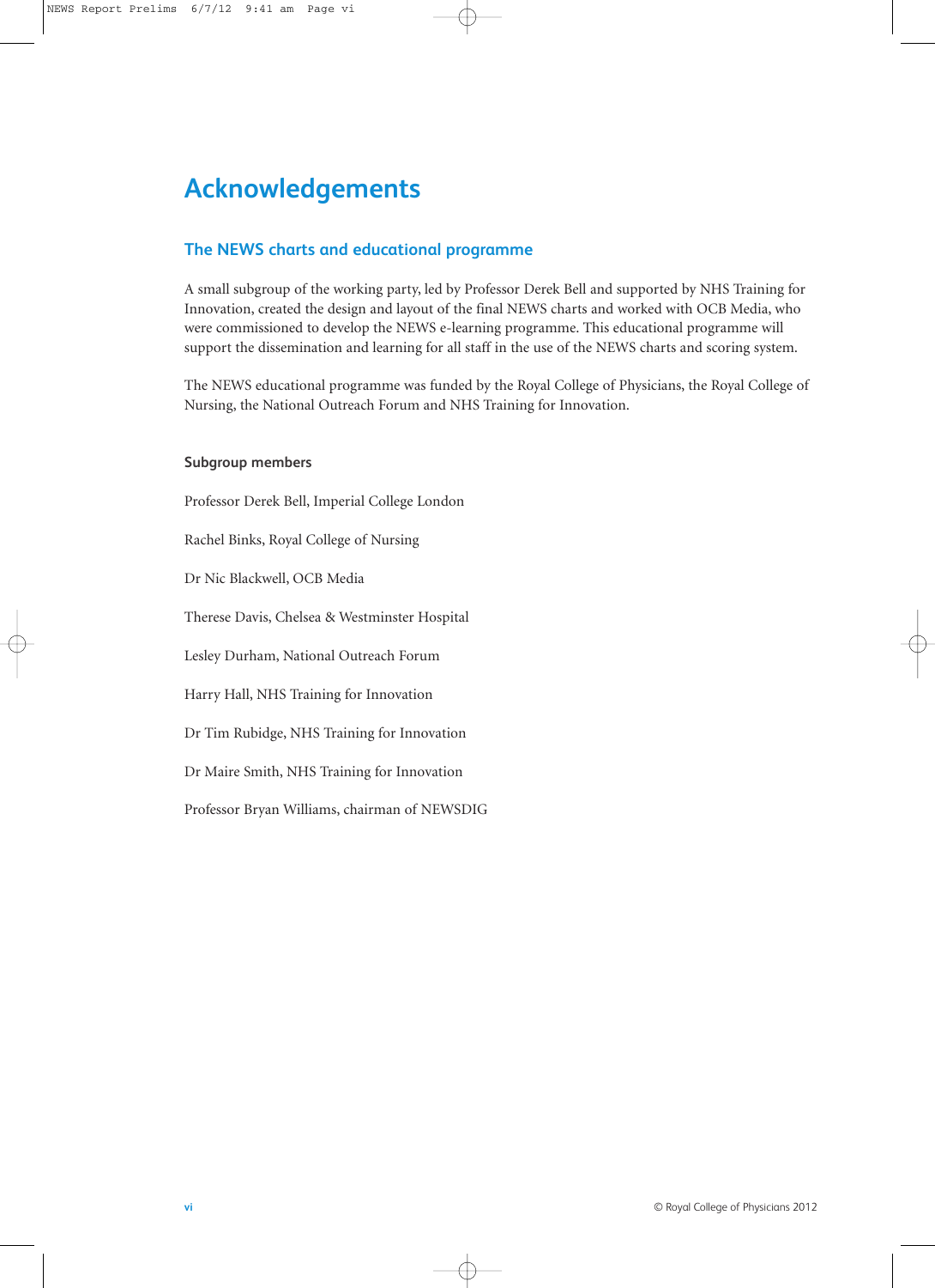# Acknowledgements

## The NEWS charts and educational programme

A small subgroup of the working party, led by Professor Derek Bell and supported by NHS Training for Innovation, created the design and layout of the final NEWS charts and worked with OCB Media, who were commissioned to develop the NEWS e-learning programme. This educational programme will support the dissemination and learning for all staff in the use of the NEWS charts and scoring system.

The NEWS educational programme was funded by the Royal College of Physicians, the Royal College of Nursing, the National Outreach Forum and NHS Training for Innovation.

### Subgroup members

Professor Derek Bell, Imperial College London

Rachel Binks, Royal College of Nursing

Dr Nic Blackwell, OCB Media

Therese Davis, Chelsea & Westminster Hospital

Lesley Durham, National Outreach Forum

Harry Hall, NHS Training for Innovation

Dr Tim Rubidge, NHS Training for Innovation

Dr Maire Smith, NHS Training for Innovation

Professor Bryan Williams, chairman of NEWSDIG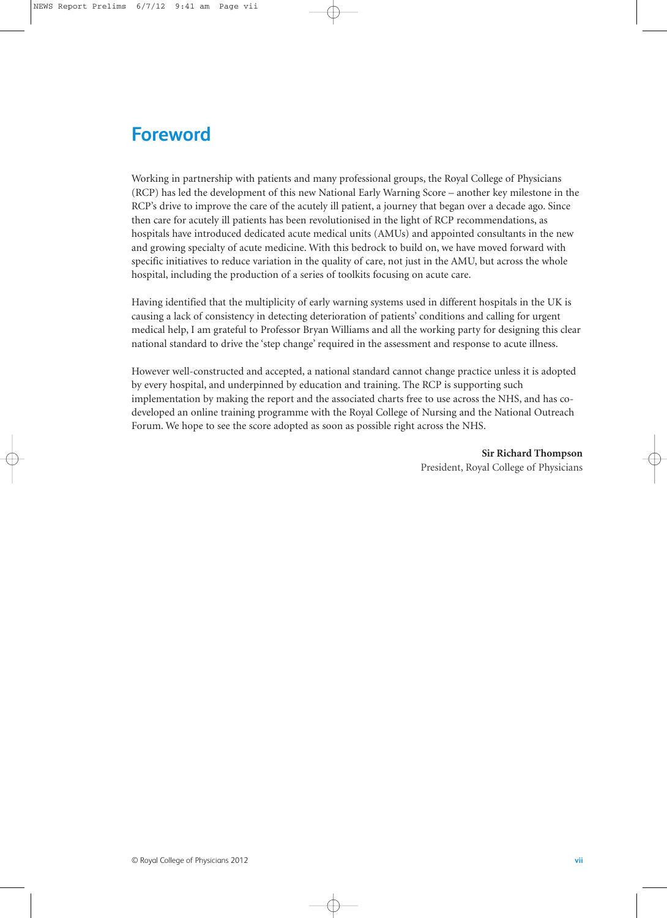# Foreword

Working in partnership with patients and many professional groups, the Royal College of Physicians (RCP) has led the development of this new National Early Warning Score – another key milestone in the RCP's drive to improve the care of the acutely ill patient, a journey that began over a decade ago. Since then care for acutely ill patients has been revolutionised in the light of RCP recommendations, as hospitals have introduced dedicated acute medical units (AMUs) and appointed consultants in the new and growing specialty of acute medicine. With this bedrock to build on, we have moved forward with specific initiatives to reduce variation in the quality of care, not just in the AMU, but across the whole hospital, including the production of a series of toolkits focusing on acute care.

Having identified that the multiplicity of early warning systems used in different hospitals in the UK is causing a lack of consistency in detecting deterioration of patients' conditions and calling for urgent medical help, I am grateful to Professor Bryan Williams and all the working party for designing this clear national standard to drive the 'step change' required in the assessment and response to acute illness.

However well-constructed and accepted, a national standard cannot change practice unless it is adopted by every hospital, and underpinned by education and training. The RCP is supporting such implementation by making the report and the associated charts free to use across the NHS, and has co-developed an online training programme with the Royal College of Nursing and the National Outreach Forum. We hope to see the score adopted as soon as possible right across the NHS.

**Sir Richard Thompson**
President, Royal College of Physicians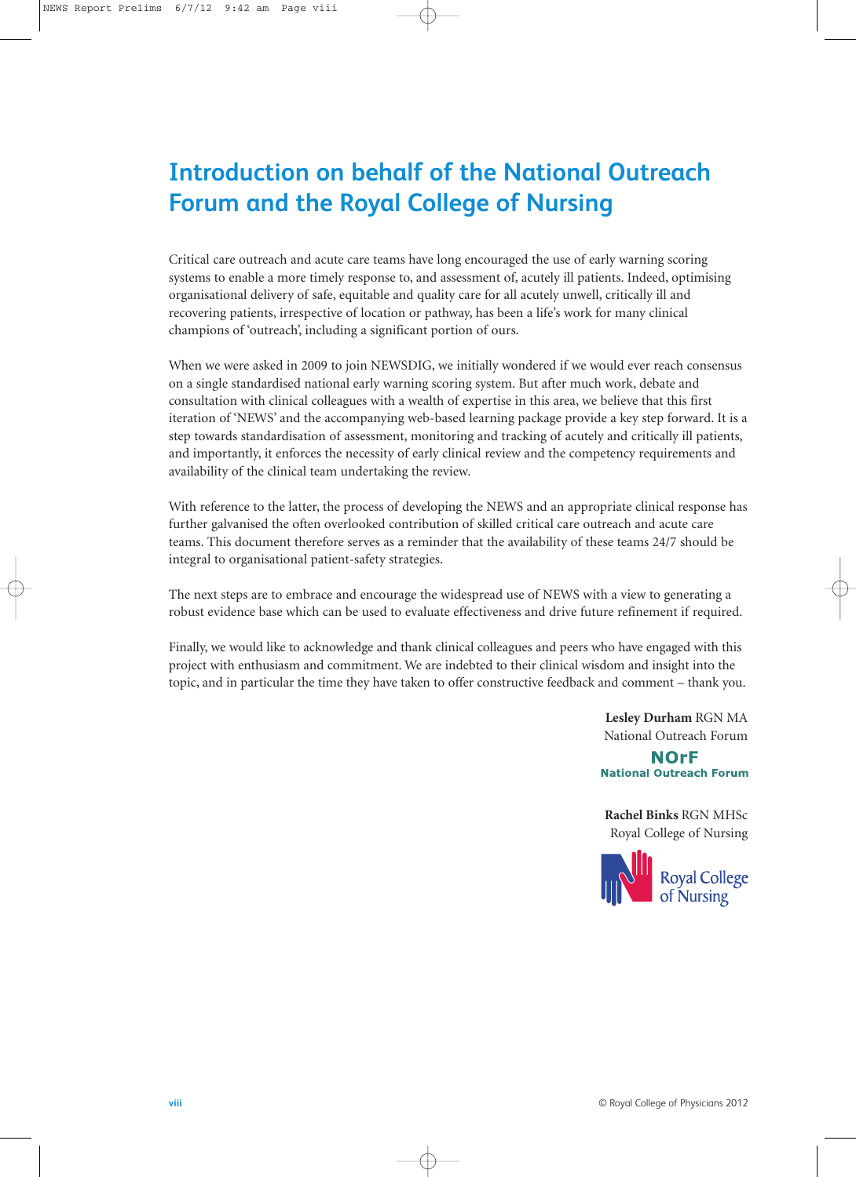# Introduction on behalf of the National Outreach Forum and the Royal College of Nursing

Critical care outreach and acute care teams have long encouraged the use of early warning scoring systems to enable a more timely response to, and assessment of, acutely ill patients. Indeed, optimising organisational delivery of safe, equitable and quality care for all acutely unwell, critically ill and recovering patients, irrespective of location or pathway, has been a life's work for many clinical champions of 'outreach', including a significant portion of ours.

When we were asked in 2009 to join NEWSDIG, we initially wondered if we would ever reach consensus on a single standardised national early warning scoring system. But after much work, debate and consultation with clinical colleagues with a wealth of expertise in this area, we believe that this first iteration of 'NEWS' and the accompanying web-based learning package provide a key step forward. It is a step towards standardisation of assessment, monitoring and tracking of acutely and critically ill patients, and importantly, it enforces the necessity of early clinical review and the competency requirements and availability of the clinical team undertaking the review.

With reference to the latter, the process of developing the NEWS and an appropriate clinical response has further galvanised the often overlooked contribution of skilled critical care outreach and acute care teams. This document therefore serves as a reminder that the availability of these teams 24/7 should be integral to organisational patient-safety strategies.

The next steps are to embrace and encourage the widespread use of NEWS with a view to generating a robust evidence base which can be used to evaluate effectiveness and drive future refinement if required.

Finally, we would like to acknowledge and thank clinical colleagues and peers who have engaged with this project with enthusiasm and commitment. We are indebted to their clinical wisdom and insight into the topic, and in particular the time they have taken to offer constructive feedback and comment – thank you.

**Lesley Durham** RGN MA
National Outreach Forum

NOrF
National Outreach Forum

**Rachel Binks** RGN MHSc
Royal College of Nursing

Royal College of Nursing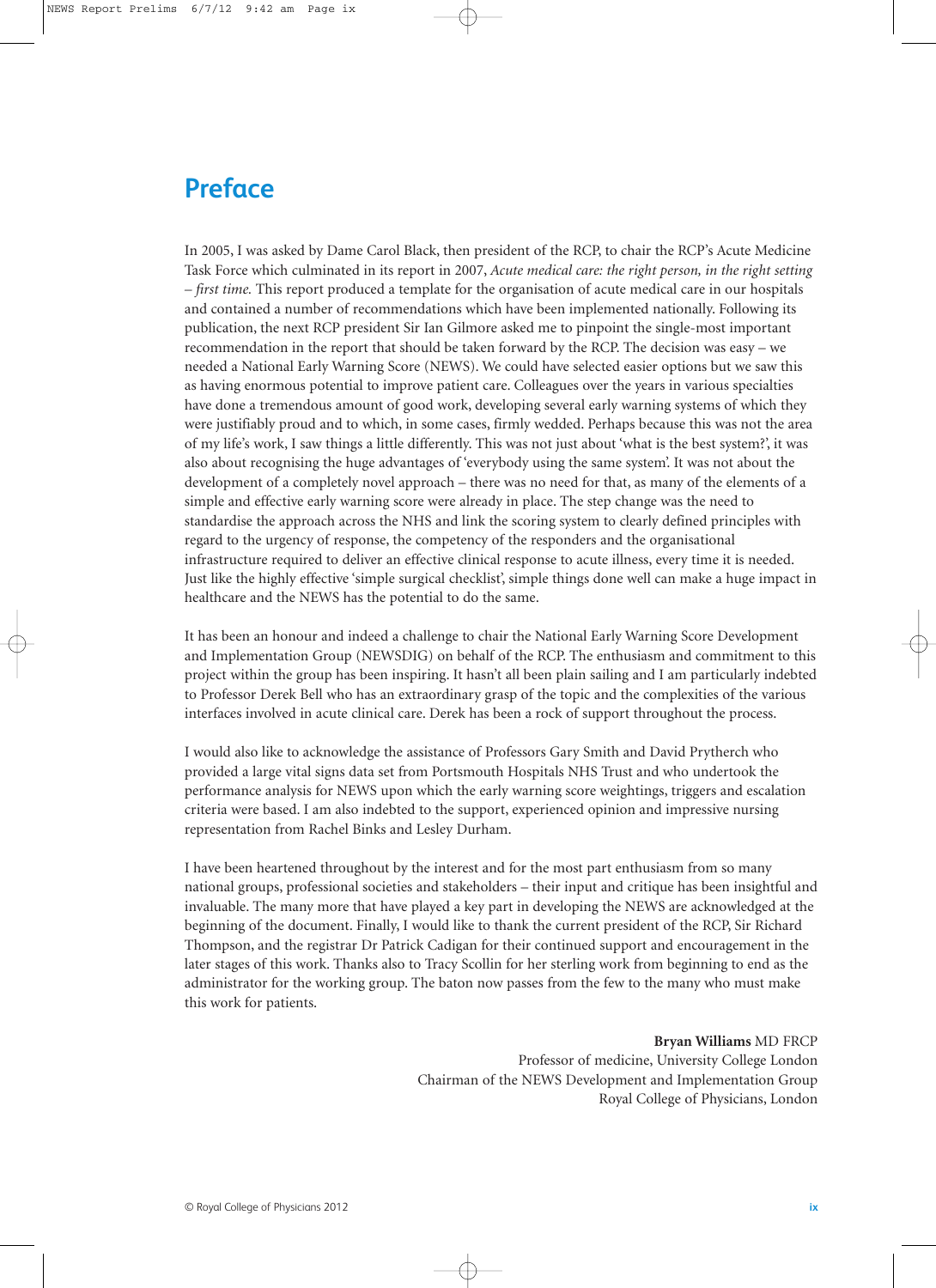# Preface

In 2005, I was asked by Dame Carol Black, then president of the RCP, to chair the RCP's Acute Medicine Task Force which culminated in its report in 2007, *Acute medical care: the right person, in the right setting – first time.* This report produced a template for the organisation of acute medical care in our hospitals and contained a number of recommendations which have been implemented nationally. Following its publication, the next RCP president Sir Ian Gilmore asked me to pinpoint the single-most important recommendation in the report that should be taken forward by the RCP. The decision was easy – we needed a National Early Warning Score (NEWS). We could have selected easier options but we saw this as having enormous potential to improve patient care. Colleagues over the years in various specialties have done a tremendous amount of good work, developing several early warning systems of which they were justifiably proud and to which, in some cases, firmly wedded. Perhaps because this was not the area of my life's work, I saw things a little differently. This was not just about 'what is the best system?', it was also about recognising the huge advantages of 'everybody using the same system'. It was not about the development of a completely novel approach – there was no need for that, as many of the elements of a simple and effective early warning score were already in place. The step change was the need to standardise the approach across the NHS and link the scoring system to clearly defined principles with regard to the urgency of response, the competency of the responders and the organisational infrastructure required to deliver an effective clinical response to acute illness, every time it is needed. Just like the highly effective 'simple surgical checklist', simple things done well can make a huge impact in healthcare and the NEWS has the potential to do the same.

It has been an honour and indeed a challenge to chair the National Early Warning Score Development and Implementation Group (NEWSDIG) on behalf of the RCP. The enthusiasm and commitment to this project within the group has been inspiring. It hasn't all been plain sailing and I am particularly indebted to Professor Derek Bell who has an extraordinary grasp of the topic and the complexities of the various interfaces involved in acute clinical care. Derek has been a rock of support throughout the process.

I would also like to acknowledge the assistance of Professors Gary Smith and David Prytherch who provided a large vital signs data set from Portsmouth Hospitals NHS Trust and who undertook the performance analysis for NEWS upon which the early warning score weightings, triggers and escalation criteria were based. I am also indebted to the support, experienced opinion and impressive nursing representation from Rachel Binks and Lesley Durham.

I have been heartened throughout by the interest and for the most part enthusiasm from so many national groups, professional societies and stakeholders – their input and critique has been insightful and invaluable. The many more that have played a key part in developing the NEWS are acknowledged at the beginning of the document. Finally, I would like to thank the current president of the RCP, Sir Richard Thompson, and the registrar Dr Patrick Cadigan for their continued support and encouragement in the later stages of this work. Thanks also to Tracy Scollin for her sterling work from beginning to end as the administrator for the working group. The baton now passes from the few to the many who must make this work for patients.

**Bryan Williams** MD FRCP
Professor of medicine, University College London
Chairman of the NEWS Development and Implementation Group
Royal College of Physicians, London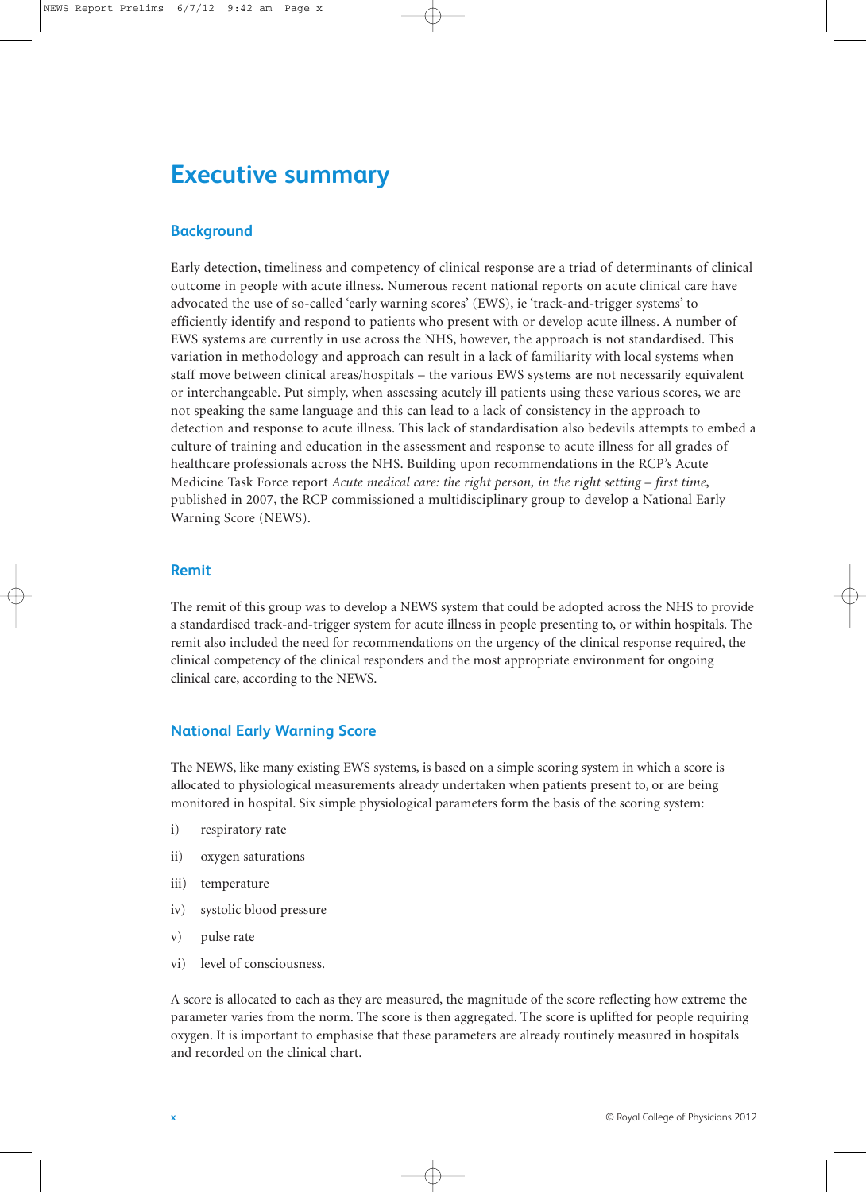# Executive summary

## Background

Early detection, timeliness and competency of clinical response are a triad of determinants of clinical outcome in people with acute illness. Numerous recent national reports on acute clinical care have advocated the use of so-called 'early warning scores' (EWS), ie 'track-and-trigger systems' to efficiently identify and respond to patients who present with or develop acute illness. A number of EWS systems are currently in use across the NHS, however, the approach is not standardised. This variation in methodology and approach can result in a lack of familiarity with local systems when staff move between clinical areas/hospitals – the various EWS systems are not necessarily equivalent or interchangeable. Put simply, when assessing acutely ill patients using these various scores, we are not speaking the same language and this can lead to a lack of consistency in the approach to detection and response to acute illness. This lack of standardisation also bedevils attempts to embed a culture of training and education in the assessment and response to acute illness for all grades of healthcare professionals across the NHS. Building upon recommendations in the RCP's Acute Medicine Task Force report *Acute medical care: the right person, in the right setting – first time*, published in 2007, the RCP commissioned a multidisciplinary group to develop a National Early Warning Score (NEWS).

## Remit

The remit of this group was to develop a NEWS system that could be adopted across the NHS to provide a standardised track-and-trigger system for acute illness in people presenting to, or within hospitals. The remit also included the need for recommendations on the urgency of the clinical response required, the clinical competency of the clinical responders and the most appropriate environment for ongoing clinical care, according to the NEWS.

## National Early Warning Score

The NEWS, like many existing EWS systems, is based on a simple scoring system in which a score is allocated to physiological measurements already undertaken when patients present to, or are being monitored in hospital. Six simple physiological parameters form the basis of the scoring system:

i) respiratory rate

ii) oxygen saturations

iii) temperature

iv) systolic blood pressure

v) pulse rate

vi) level of consciousness.

A score is allocated to each as they are measured, the magnitude of the score reflecting how extreme the parameter varies from the norm. The score is then aggregated. The score is uplifted for people requiring oxygen. It is important to emphasise that these parameters are already routinely measured in hospitals and recorded on the clinical chart.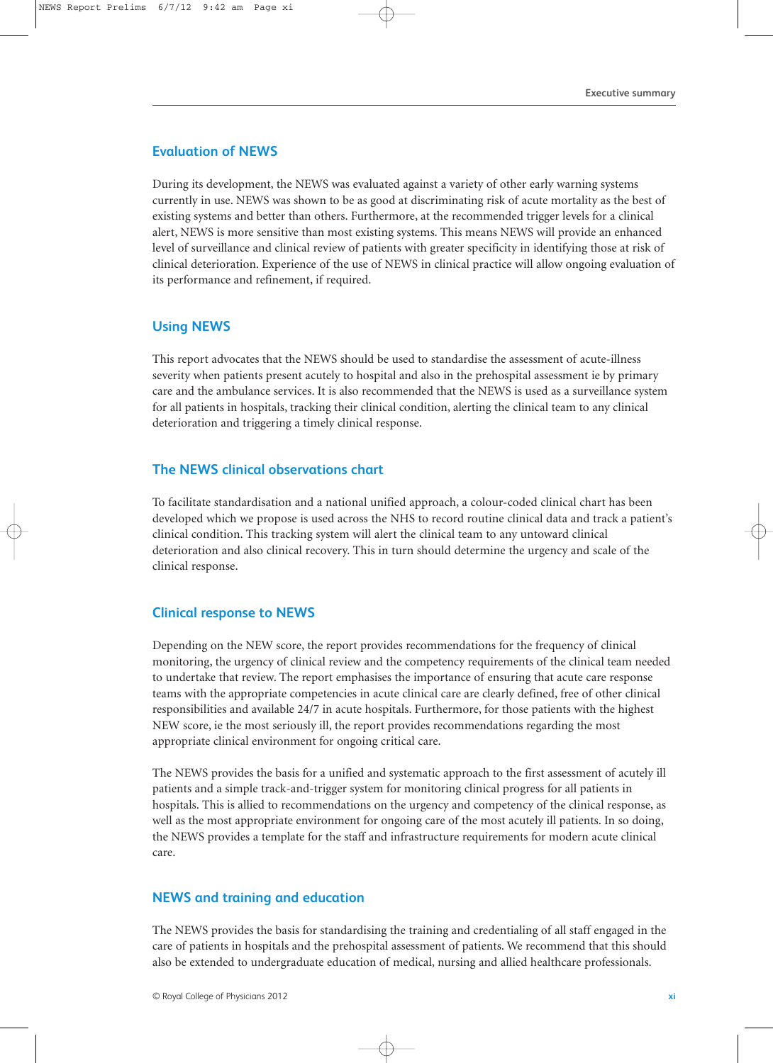## Evaluation of NEWS

During its development, the NEWS was evaluated against a variety of other early warning systems currently in use. NEWS was shown to be as good at discriminating risk of acute mortality as the best of existing systems and better than others. Furthermore, at the recommended trigger levels for a clinical alert, NEWS is more sensitive than most existing systems. This means NEWS will provide an enhanced level of surveillance and clinical review of patients with greater specificity in identifying those at risk of clinical deterioration. Experience of the use of NEWS in clinical practice will allow ongoing evaluation of its performance and refinement, if required.

## Using NEWS

This report advocates that the NEWS should be used to standardise the assessment of acute-illness severity when patients present acutely to hospital and also in the prehospital assessment ie by primary care and the ambulance services. It is also recommended that the NEWS is used as a surveillance system for all patients in hospitals, tracking their clinical condition, alerting the clinical team to any clinical deterioration and triggering a timely clinical response.

## The NEWS clinical observations chart

To facilitate standardisation and a national unified approach, a colour-coded clinical chart has been developed which we propose is used across the NHS to record routine clinical data and track a patient's clinical condition. This tracking system will alert the clinical team to any untoward clinical deterioration and also clinical recovery. This in turn should determine the urgency and scale of the clinical response.

## Clinical response to NEWS

Depending on the NEW score, the report provides recommendations for the frequency of clinical monitoring, the urgency of clinical review and the competency requirements of the clinical team needed to undertake that review. The report emphasises the importance of ensuring that acute care response teams with the appropriate competencies in acute clinical care are clearly defined, free of other clinical responsibilities and available 24/7 in acute hospitals. Furthermore, for those patients with the highest NEW score, ie the most seriously ill, the report provides recommendations regarding the most appropriate clinical environment for ongoing critical care.

The NEWS provides the basis for a unified and systematic approach to the first assessment of acutely ill patients and a simple track-and-trigger system for monitoring clinical progress for all patients in hospitals. This is allied to recommendations on the urgency and competency of the clinical response, as well as the most appropriate environment for ongoing care of the most acutely ill patients. In so doing, the NEWS provides a template for the staff and infrastructure requirements for modern acute clinical care.

## NEWS and training and education

The NEWS provides the basis for standardising the training and credentialing of all staff engaged in the care of patients in hospitals and the prehospital assessment of patients. We recommend that this should also be extended to undergraduate education of medical, nursing and allied healthcare professionals.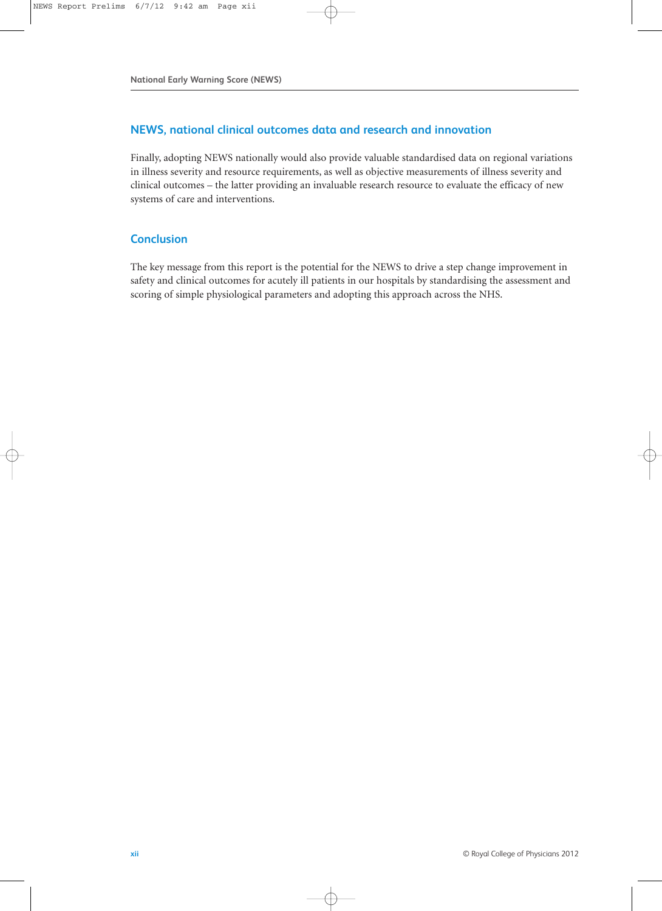## NEWS, national clinical outcomes data and research and innovation

Finally, adopting NEWS nationally would also provide valuable standardised data on regional variations in illness severity and resource requirements, as well as objective measurements of illness severity and clinical outcomes – the latter providing an invaluable research resource to evaluate the efficacy of new systems of care and interventions.

## Conclusion

The key message from this report is the potential for the NEWS to drive a step change improvement in safety and clinical outcomes for acutely ill patients in our hospitals by standardising the assessment and scoring of simple physiological parameters and adopting this approach across the NHS.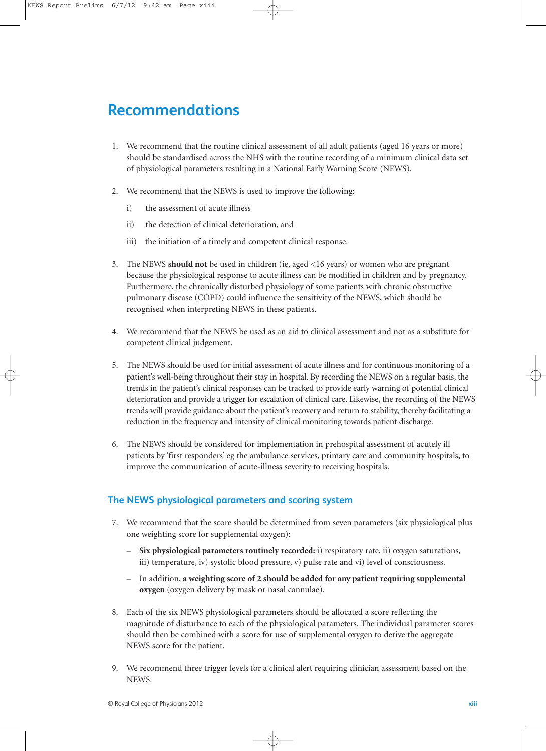# Recommendations

1. We recommend that the routine clinical assessment of all adult patients (aged 16 years or more) should be standardised across the NHS with the routine recording of a minimum clinical data set of physiological parameters resulting in a National Early Warning Score (NEWS).

2. We recommend that the NEWS is used to improve the following:

   i) the assessment of acute illness

   ii) the detection of clinical deterioration, and

   iii) the initiation of a timely and competent clinical response.

3. The NEWS **should not** be used in children (ie, aged <16 years) or women who are pregnant because the physiological response to acute illness can be modified in children and by pregnancy. Furthermore, the chronically disturbed physiology of some patients with chronic obstructive pulmonary disease (COPD) could influence the sensitivity of the NEWS, which should be recognised when interpreting NEWS in these patients.

4. We recommend that the NEWS be used as an aid to clinical assessment and not as a substitute for competent clinical judgement.

5. The NEWS should be used for initial assessment of acute illness and for continuous monitoring of a patient's well-being throughout their stay in hospital. By recording the NEWS on a regular basis, the trends in the patient's clinical responses can be tracked to provide early warning of potential clinical deterioration and provide a trigger for escalation of clinical care. Likewise, the recording of the NEWS trends will provide guidance about the patient's recovery and return to stability, thereby facilitating a reduction in the frequency and intensity of clinical monitoring towards patient discharge.

6. The NEWS should be considered for implementation in prehospital assessment of acutely ill patients by 'first responders' eg the ambulance services, primary care and community hospitals, to improve the communication of acute-illness severity to receiving hospitals.

## The NEWS physiological parameters and scoring system

7. We recommend that the score should be determined from seven parameters (six physiological plus one weighting score for supplemental oxygen):

   – **Six physiological parameters routinely recorded:** i) respiratory rate, ii) oxygen saturations, iii) temperature, iv) systolic blood pressure, v) pulse rate and vi) level of consciousness.

   – In addition, **a weighting score of 2 should be added for any patient requiring supplemental oxygen** (oxygen delivery by mask or nasal cannulae).

8. Each of the six NEWS physiological parameters should be allocated a score reflecting the magnitude of disturbance to each of the physiological parameters. The individual parameter scores should then be combined with a score for use of supplemental oxygen to derive the aggregate NEWS score for the patient.

9. We recommend three trigger levels for a clinical alert requiring clinician assessment based on the NEWS: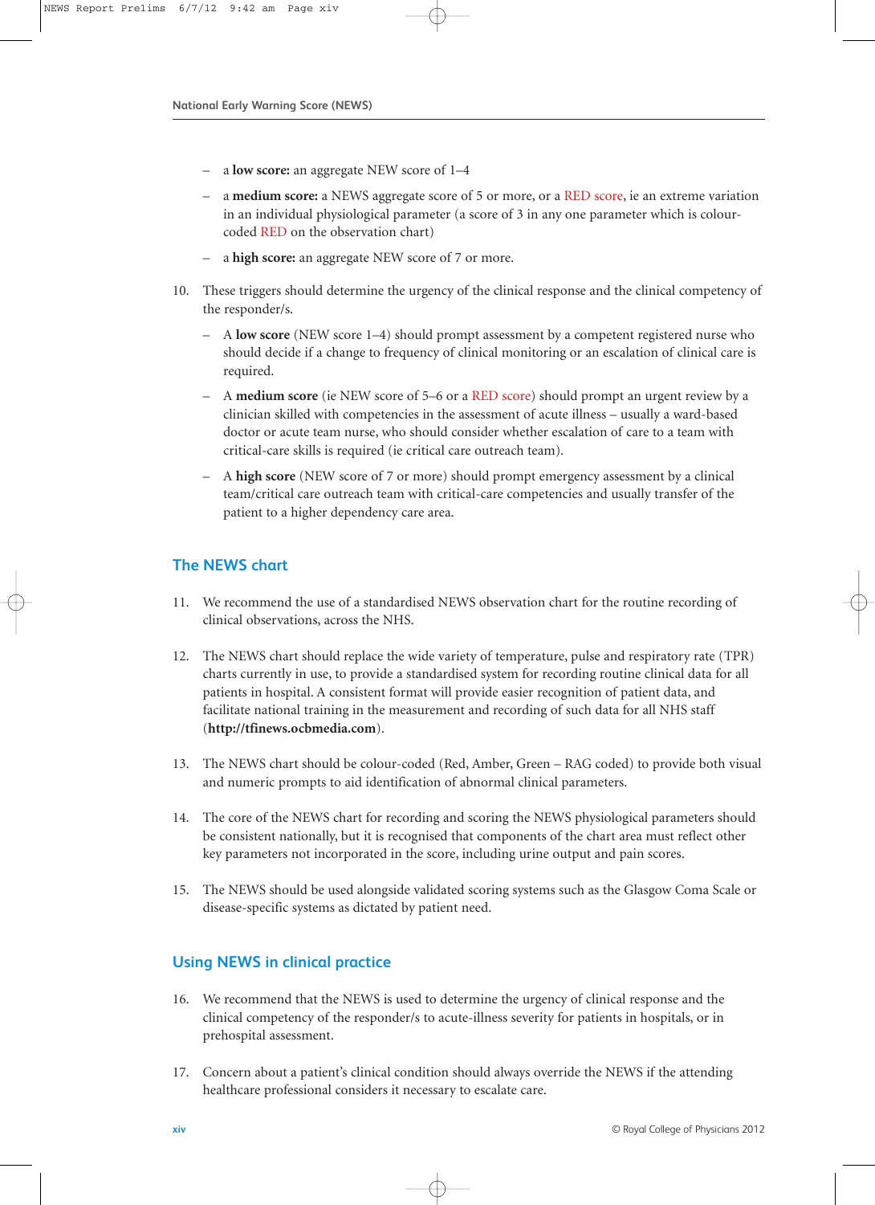- a **low score:** an aggregate NEW score of 1–4
- a **medium score:** a NEWS aggregate score of 5 or more, or a RED score, ie an extreme variation in an individual physiological parameter (a score of 3 in any one parameter which is colour-coded RED on the observation chart)
- a **high score:** an aggregate NEW score of 7 or more.

10. These triggers should determine the urgency of the clinical response and the clinical competency of the responder/s.
    - A **low score** (NEW score 1–4) should prompt assessment by a competent registered nurse who should decide if a change to frequency of clinical monitoring or an escalation of clinical care is required.
    - A **medium score** (ie NEW score of 5–6 or a RED score) should prompt an urgent review by a clinician skilled with competencies in the assessment of acute illness – usually a ward-based doctor or acute team nurse, who should consider whether escalation of care to a team with critical-care skills is required (ie critical care outreach team).
    - A **high score** (NEW score of 7 or more) should prompt emergency assessment by a clinical team/critical care outreach team with critical-care competencies and usually transfer of the patient to a higher dependency care area.

## The NEWS chart

11. We recommend the use of a standardised NEWS observation chart for the routine recording of clinical observations, across the NHS.

12. The NEWS chart should replace the wide variety of temperature, pulse and respiratory rate (TPR) charts currently in use, to provide a standardised system for recording routine clinical data for all patients in hospital. A consistent format will provide easier recognition of patient data, and facilitate national training in the measurement and recording of such data for all NHS staff (**http://tfinews.ocbmedia.com**).

13. The NEWS chart should be colour-coded (Red, Amber, Green – RAG coded) to provide both visual and numeric prompts to aid identification of abnormal clinical parameters.

14. The core of the NEWS chart for recording and scoring the NEWS physiological parameters should be consistent nationally, but it is recognised that components of the chart area must reflect other key parameters not incorporated in the score, including urine output and pain scores.

15. The NEWS should be used alongside validated scoring systems such as the Glasgow Coma Scale or disease-specific systems as dictated by patient need.

## Using NEWS in clinical practice

16. We recommend that the NEWS is used to determine the urgency of clinical response and the clinical competency of the responder/s to acute-illness severity for patients in hospitals, or in prehospital assessment.

17. Concern about a patient's clinical condition should always override the NEWS if the attending healthcare professional considers it necessary to escalate care.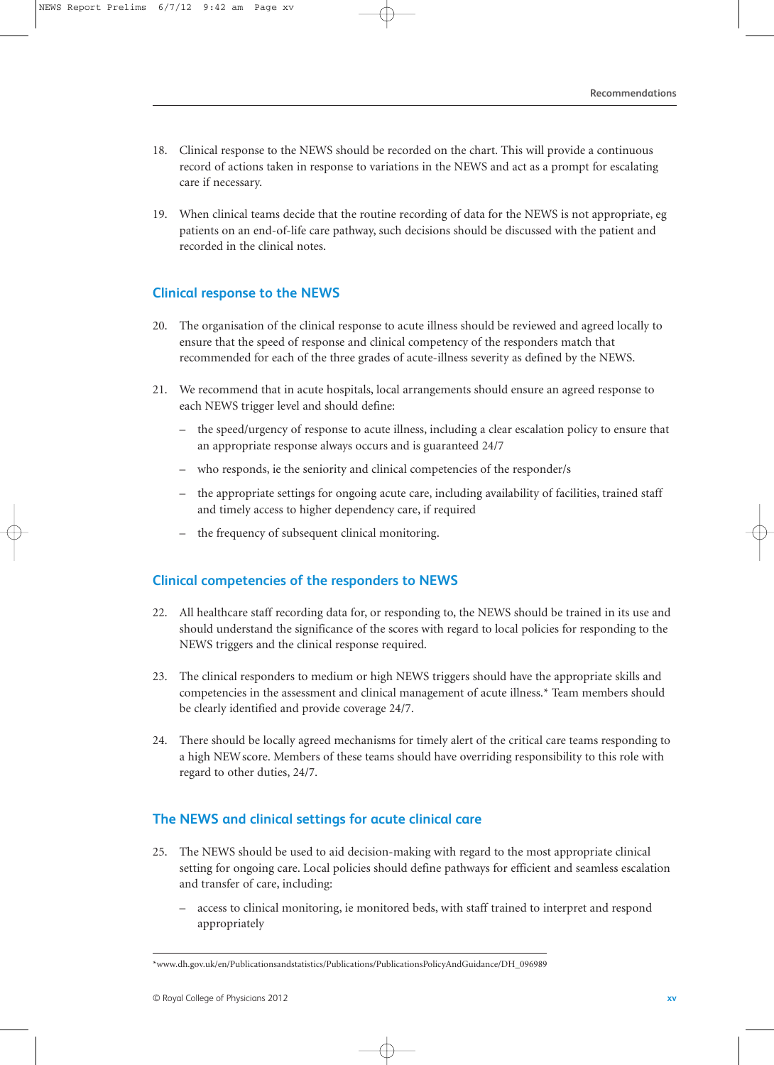18. Clinical response to the NEWS should be recorded on the chart. This will provide a continuous record of actions taken in response to variations in the NEWS and act as a prompt for escalating care if necessary.

19. When clinical teams decide that the routine recording of data for the NEWS is not appropriate, eg patients on an end-of-life care pathway, such decisions should be discussed with the patient and recorded in the clinical notes.

## Clinical response to the NEWS

20. The organisation of the clinical response to acute illness should be reviewed and agreed locally to ensure that the speed of response and clinical competency of the responders match that recommended for each of the three grades of acute-illness severity as defined by the NEWS.

21. We recommend that in acute hospitals, local arrangements should ensure an agreed response to each NEWS trigger level and should define:

    – the speed/urgency of response to acute illness, including a clear escalation policy to ensure that an appropriate response always occurs and is guaranteed 24/7

    – who responds, ie the seniority and clinical competencies of the responder/s

    – the appropriate settings for ongoing acute care, including availability of facilities, trained staff and timely access to higher dependency care, if required

    – the frequency of subsequent clinical monitoring.

## Clinical competencies of the responders to NEWS

22. All healthcare staff recording data for, or responding to, the NEWS should be trained in its use and should understand the significance of the scores with regard to local policies for responding to the NEWS triggers and the clinical response required.

23. The clinical responders to medium or high NEWS triggers should have the appropriate skills and competencies in the assessment and clinical management of acute illness.* Team members should be clearly identified and provide coverage 24/7.

24. There should be locally agreed mechanisms for timely alert of the critical care teams responding to a high NEW score. Members of these teams should have overriding responsibility to this role with regard to other duties, 24/7.

## The NEWS and clinical settings for acute clinical care

25. The NEWS should be used to aid decision-making with regard to the most appropriate clinical setting for ongoing care. Local policies should define pathways for efficient and seamless escalation and transfer of care, including:

    – access to clinical monitoring, ie monitored beds, with staff trained to interpret and respond appropriately

*www.dh.gov.uk/en/Publicationsandstatistics/Publications/PublicationsPolicyAndGuidance/DH_096989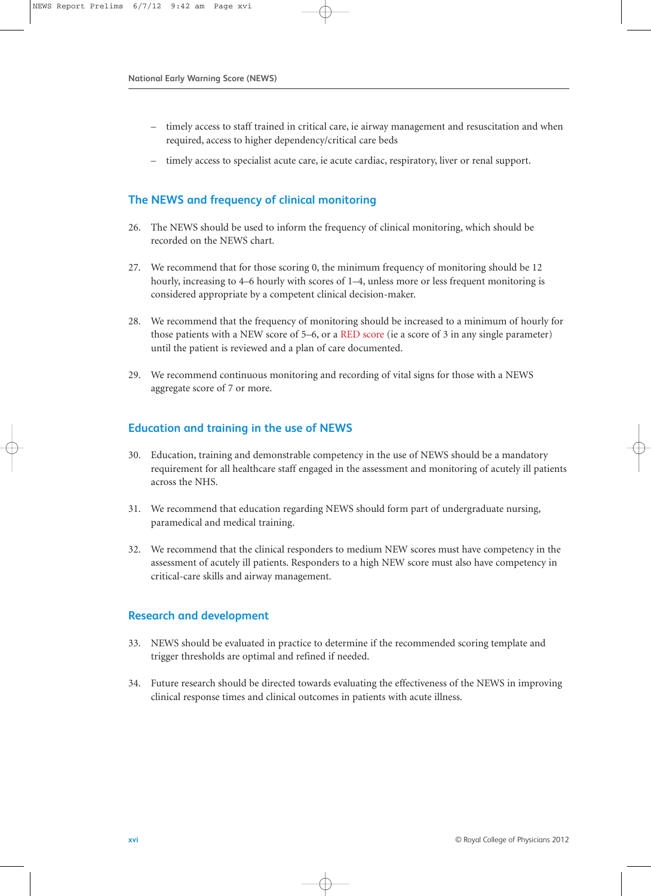– timely access to staff trained in critical care, ie airway management and resuscitation and when required, access to higher dependency/critical care beds

– timely access to specialist acute care, ie acute cardiac, respiratory, liver or renal support.

## The NEWS and frequency of clinical monitoring

26. The NEWS should be used to inform the frequency of clinical monitoring, which should be recorded on the NEWS chart.

27. We recommend that for those scoring 0, the minimum frequency of monitoring should be 12 hourly, increasing to 4–6 hourly with scores of 1–4, unless more or less frequent monitoring is considered appropriate by a competent clinical decision-maker.

28. We recommend that the frequency of monitoring should be increased to a minimum of hourly for those patients with a NEW score of 5–6, or a RED score (ie a score of 3 in any single parameter) until the patient is reviewed and a plan of care documented.

29. We recommend continuous monitoring and recording of vital signs for those with a NEWS aggregate score of 7 or more.

## Education and training in the use of NEWS

30. Education, training and demonstrable competency in the use of NEWS should be a mandatory requirement for all healthcare staff engaged in the assessment and monitoring of acutely ill patients across the NHS.

31. We recommend that education regarding NEWS should form part of undergraduate nursing, paramedical and medical training.

32. We recommend that the clinical responders to medium NEW scores must have competency in the assessment of acutely ill patients. Responders to a high NEW score must also have competency in critical-care skills and airway management.

## Research and development

33. NEWS should be evaluated in practice to determine if the recommended scoring template and trigger thresholds are optimal and refined if needed.

34. Future research should be directed towards evaluating the effectiveness of the NEWS in improving clinical response times and clinical outcomes in patients with acute illness.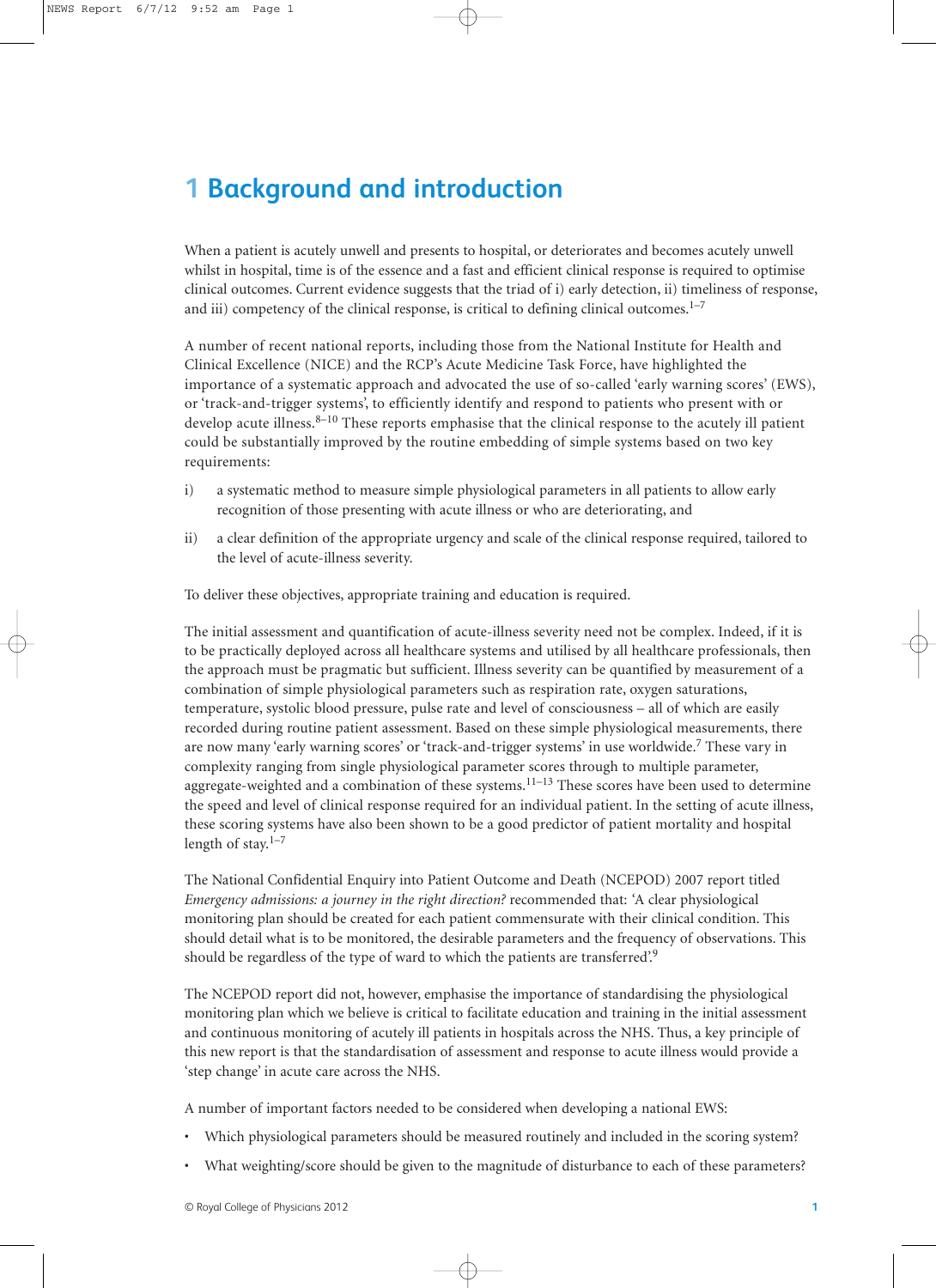# 1 Background and introduction

When a patient is acutely unwell and presents to hospital, or deteriorates and becomes acutely unwell whilst in hospital, time is of the essence and a fast and efficient clinical response is required to optimise clinical outcomes. Current evidence suggests that the triad of i) early detection, ii) timeliness of response, and iii) competency of the clinical response, is critical to defining clinical outcomes.[1–7]

A number of recent national reports, including those from the National Institute for Health and Clinical Excellence (NICE) and the RCP's Acute Medicine Task Force, have highlighted the importance of a systematic approach and advocated the use of so-called 'early warning scores' (EWS), or 'track-and-trigger systems', to efficiently identify and respond to patients who present with or develop acute illness.[8–10] These reports emphasise that the clinical response to the acutely ill patient could be substantially improved by the routine embedding of simple systems based on two key requirements:

i) a systematic method to measure simple physiological parameters in all patients to allow early recognition of those presenting with acute illness or who are deteriorating, and

ii) a clear definition of the appropriate urgency and scale of the clinical response required, tailored to the level of acute-illness severity.

To deliver these objectives, appropriate training and education is required.

The initial assessment and quantification of acute-illness severity need not be complex. Indeed, if it is to be practically deployed across all healthcare systems and utilised by all healthcare professionals, then the approach must be pragmatic but sufficient. Illness severity can be quantified by measurement of a combination of simple physiological parameters such as respiration rate, oxygen saturations, temperature, systolic blood pressure, pulse rate and level of consciousness – all of which are easily recorded during routine patient assessment. Based on these simple physiological measurements, there are now many 'early warning scores' or 'track-and-trigger systems' in use worldwide.[7] These vary in complexity ranging from single physiological parameter scores through to multiple parameter, aggregate-weighted and a combination of these systems.[11–13] These scores have been used to determine the speed and level of clinical response required for an individual patient. In the setting of acute illness, these scoring systems have also been shown to be a good predictor of patient mortality and hospital length of stay.[1–7]

The National Confidential Enquiry into Patient Outcome and Death (NCEPOD) 2007 report titled *Emergency admissions: a journey in the right direction?* recommended that: 'A clear physiological monitoring plan should be created for each patient commensurate with their clinical condition. This should detail what is to be monitored, the desirable parameters and the frequency of observations. This should be regardless of the type of ward to which the patients are transferred'.[9]

The NCEPOD report did not, however, emphasise the importance of standardising the physiological monitoring plan which we believe is critical to facilitate education and training in the initial assessment and continuous monitoring of acutely ill patients in hospitals across the NHS. Thus, a key principle of this new report is that the standardisation of assessment and response to acute illness would provide a 'step change' in acute care across the NHS.

A number of important factors needed to be considered when developing a national EWS:

- Which physiological parameters should be measured routinely and included in the scoring system?
- What weighting/score should be given to the magnitude of disturbance to each of these parameters?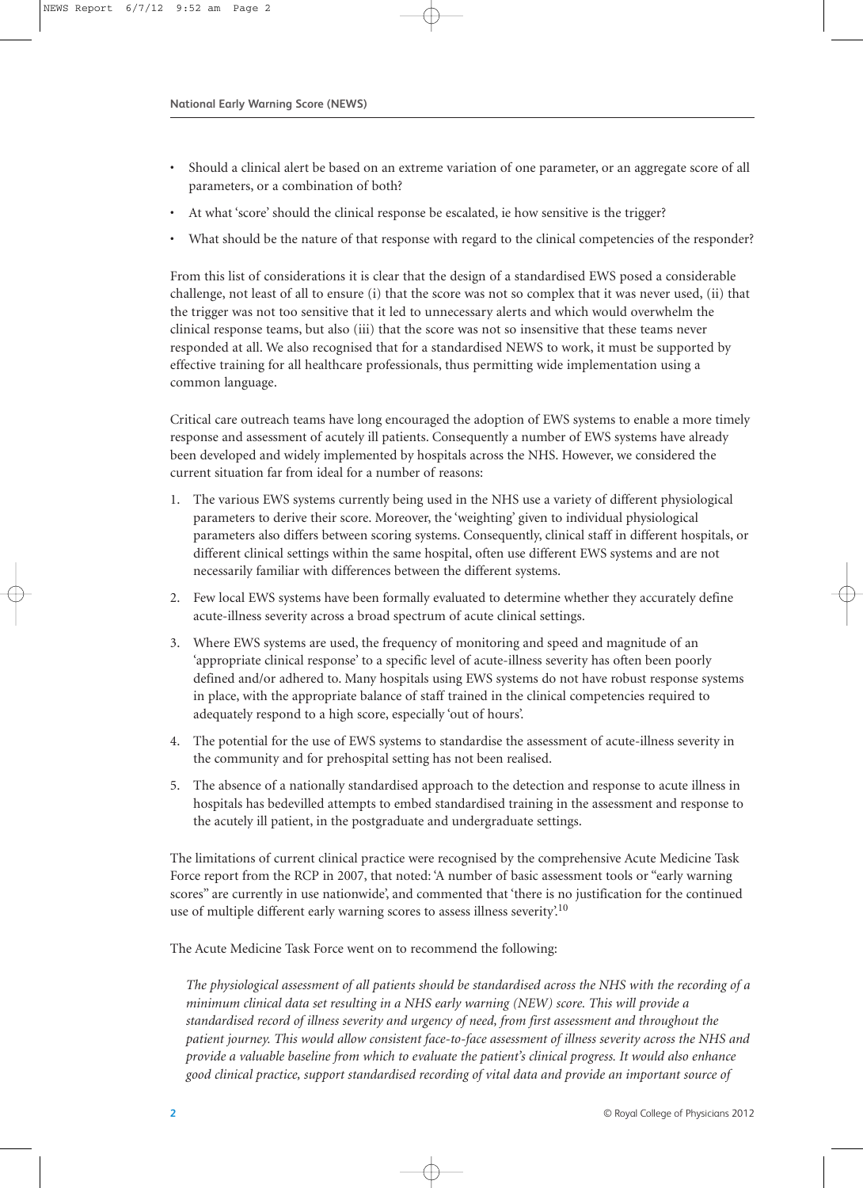- Should a clinical alert be based on an extreme variation of one parameter, or an aggregate score of all parameters, or a combination of both?
- At what 'score' should the clinical response be escalated, ie how sensitive is the trigger?
- What should be the nature of that response with regard to the clinical competencies of the responder?

From this list of considerations it is clear that the design of a standardised EWS posed a considerable challenge, not least of all to ensure (i) that the score was not so complex that it was never used, (ii) that the trigger was not too sensitive that it led to unnecessary alerts and which would overwhelm the clinical response teams, but also (iii) that the score was not so insensitive that these teams never responded at all. We also recognised that for a standardised NEWS to work, it must be supported by effective training for all healthcare professionals, thus permitting wide implementation using a common language.

Critical care outreach teams have long encouraged the adoption of EWS systems to enable a more timely response and assessment of acutely ill patients. Consequently a number of EWS systems have already been developed and widely implemented by hospitals across the NHS. However, we considered the current situation far from ideal for a number of reasons:

1. The various EWS systems currently being used in the NHS use a variety of different physiological parameters to derive their score. Moreover, the 'weighting' given to individual physiological parameters also differs between scoring systems. Consequently, clinical staff in different hospitals, or different clinical settings within the same hospital, often use different EWS systems and are not necessarily familiar with differences between the different systems.
2. Few local EWS systems have been formally evaluated to determine whether they accurately define acute-illness severity across a broad spectrum of acute clinical settings.
3. Where EWS systems are used, the frequency of monitoring and speed and magnitude of an 'appropriate clinical response' to a specific level of acute-illness severity has often been poorly defined and/or adhered to. Many hospitals using EWS systems do not have robust response systems in place, with the appropriate balance of staff trained in the clinical competencies required to adequately respond to a high score, especially 'out of hours'.
4. The potential for the use of EWS systems to standardise the assessment of acute-illness severity in the community and for prehospital setting has not been realised.
5. The absence of a nationally standardised approach to the detection and response to acute illness in hospitals has bedevilled attempts to embed standardised training in the assessment and response to the acutely ill patient, in the postgraduate and undergraduate settings.

The limitations of current clinical practice were recognised by the comprehensive Acute Medicine Task Force report from the RCP in 2007, that noted: 'A number of basic assessment tools or "early warning scores" are currently in use nationwide', and commented that 'there is no justification for the continued use of multiple different early warning scores to assess illness severity'.[10]

The Acute Medicine Task Force went on to recommend the following:

> *The physiological assessment of all patients should be standardised across the NHS with the recording of a minimum clinical data set resulting in a NHS early warning (NEW) score. This will provide a standardised record of illness severity and urgency of need, from first assessment and throughout the patient journey. This would allow consistent face-to-face assessment of illness severity across the NHS and provide a valuable baseline from which to evaluate the patient's clinical progress. It would also enhance good clinical practice, support standardised recording of vital data and provide an important source of*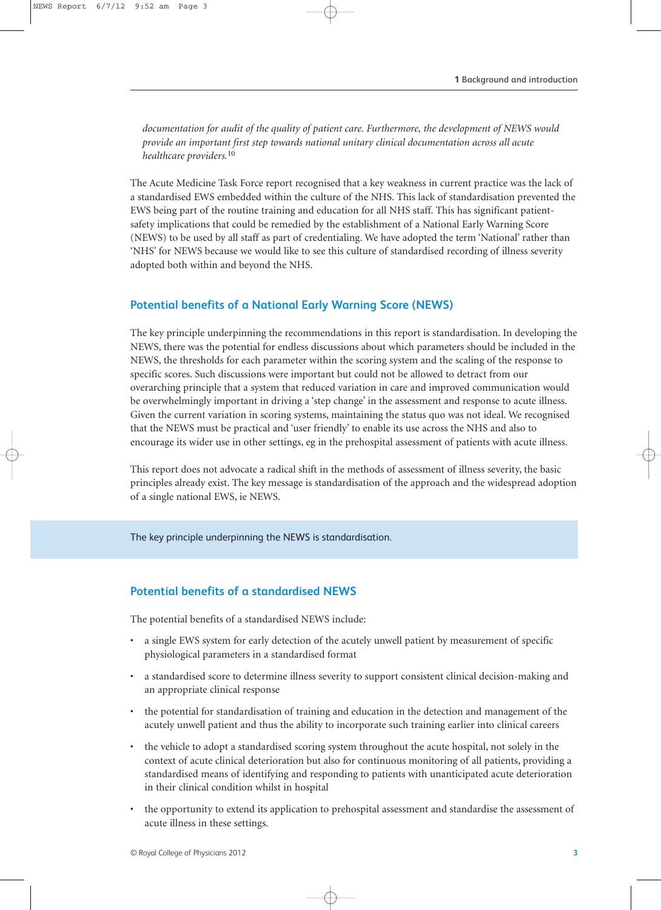*documentation for audit of the quality of patient care. Furthermore, the development of NEWS would provide an important first step towards national unitary clinical documentation across all acute healthcare providers.*[10]

The Acute Medicine Task Force report recognised that a key weakness in current practice was the lack of a standardised EWS embedded within the culture of the NHS. This lack of standardisation prevented the EWS being part of the routine training and education for all NHS staff. This has significant patient-safety implications that could be remedied by the establishment of a National Early Warning Score (NEWS) to be used by all staff as part of credentialing. We have adopted the term 'National' rather than 'NHS' for NEWS because we would like to see this culture of standardised recording of illness severity adopted both within and beyond the NHS.

## Potential benefits of a National Early Warning Score (NEWS)

The key principle underpinning the recommendations in this report is standardisation. In developing the NEWS, there was the potential for endless discussions about which parameters should be included in the NEWS, the thresholds for each parameter within the scoring system and the scaling of the response to specific scores. Such discussions were important but could not be allowed to detract from our overarching principle that a system that reduced variation in care and improved communication would be overwhelmingly important in driving a 'step change' in the assessment and response to acute illness. Given the current variation in scoring systems, maintaining the status quo was not ideal. We recognised that the NEWS must be practical and 'user friendly' to enable its use across the NHS and also to encourage its wider use in other settings, eg in the prehospital assessment of patients with acute illness.

This report does not advocate a radical shift in the methods of assessment of illness severity, the basic principles already exist. The key message is standardisation of the approach and the widespread adoption of a single national EWS, ie NEWS.

> The key principle underpinning the NEWS is standardisation.

## Potential benefits of a standardised NEWS

The potential benefits of a standardised NEWS include:

- a single EWS system for early detection of the acutely unwell patient by measurement of specific physiological parameters in a standardised format
- a standardised score to determine illness severity to support consistent clinical decision-making and an appropriate clinical response
- the potential for standardisation of training and education in the detection and management of the acutely unwell patient and thus the ability to incorporate such training earlier into clinical careers
- the vehicle to adopt a standardised scoring system throughout the acute hospital, not solely in the context of acute clinical deterioration but also for continuous monitoring of all patients, providing a standardised means of identifying and responding to patients with unanticipated acute deterioration in their clinical condition whilst in hospital
- the opportunity to extend its application to prehospital assessment and standardise the assessment of acute illness in these settings.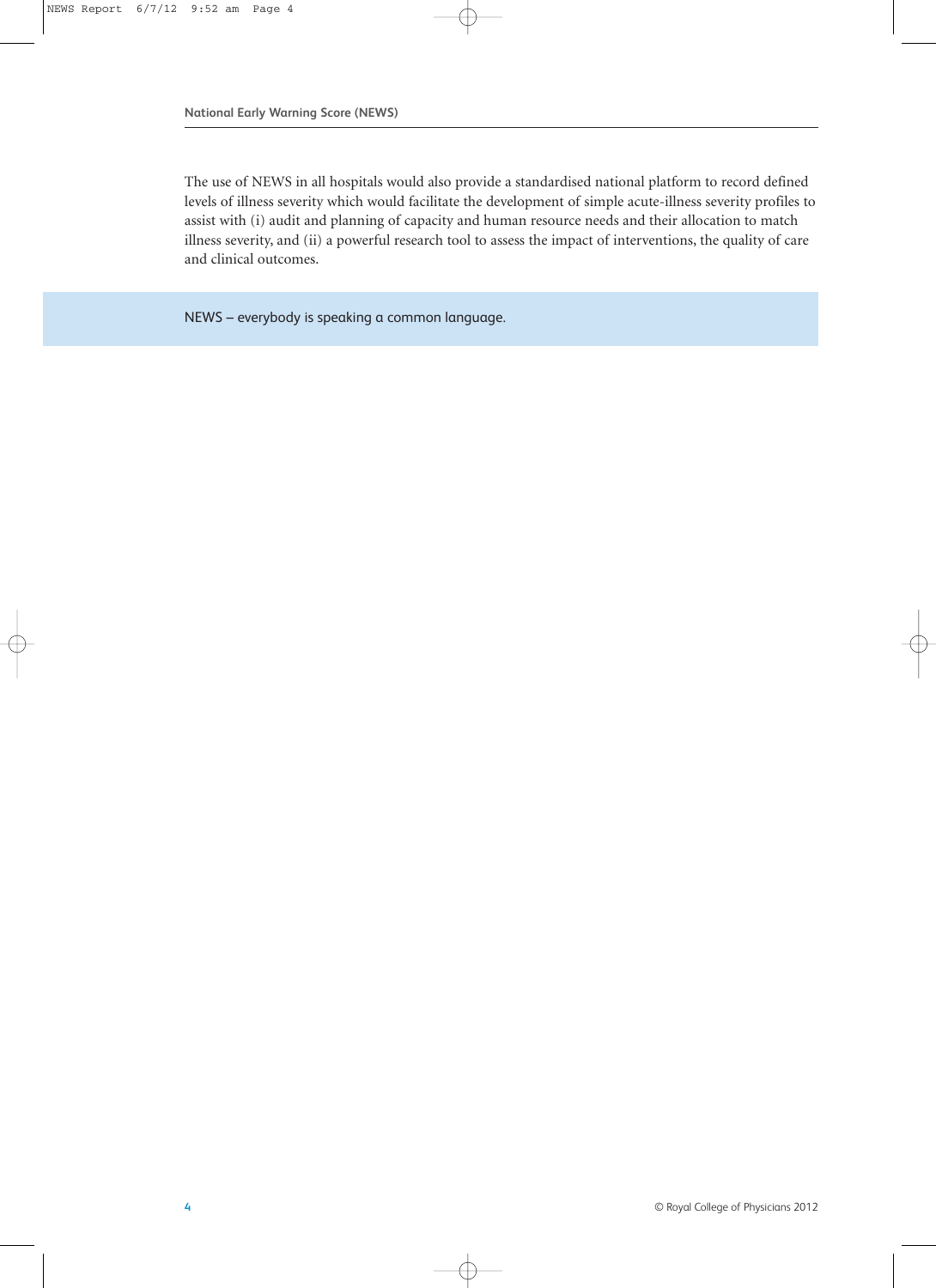The use of NEWS in all hospitals would also provide a standardised national platform to record defined levels of illness severity which would facilitate the development of simple acute-illness severity profiles to assist with (i) audit and planning of capacity and human resource needs and their allocation to match illness severity, and (ii) a powerful research tool to assess the impact of interventions, the quality of care and clinical outcomes.

NEWS – everybody is speaking a common language.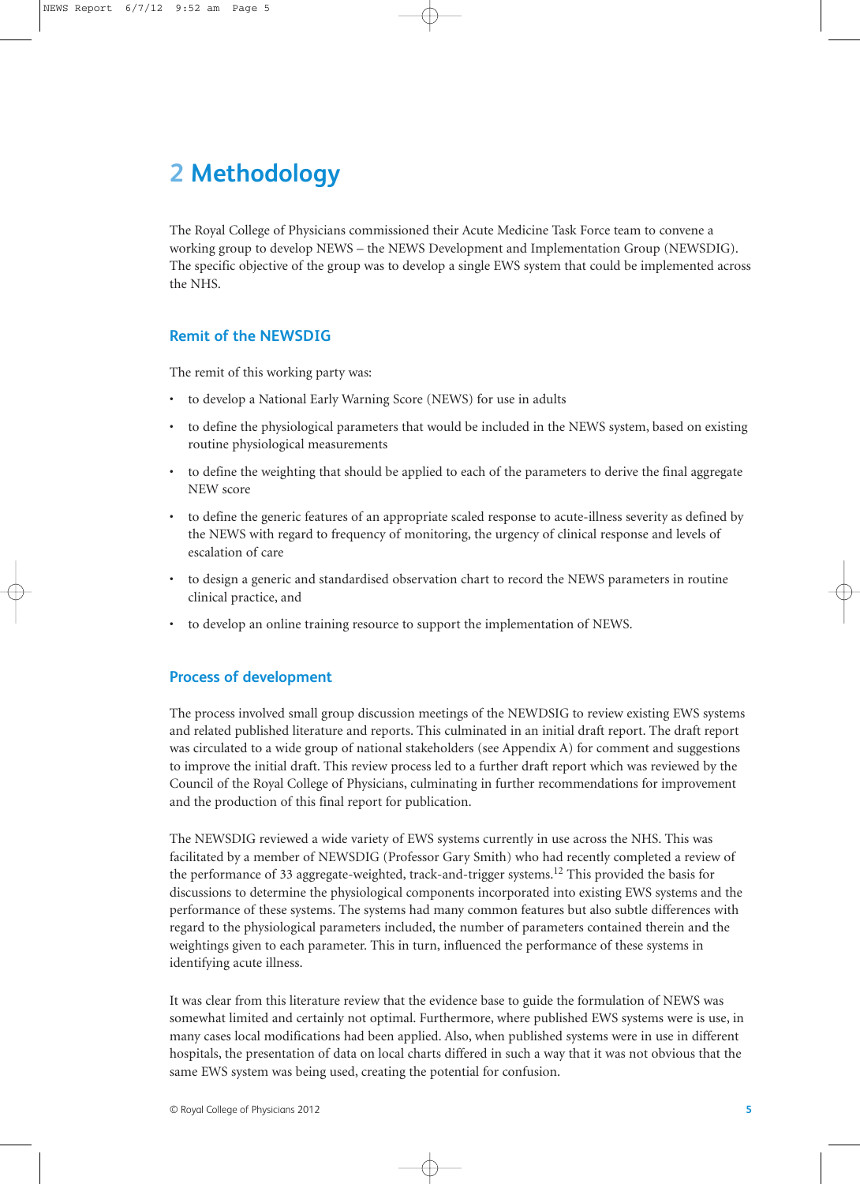# 2 Methodology

The Royal College of Physicians commissioned their Acute Medicine Task Force team to convene a working group to develop NEWS – the NEWS Development and Implementation Group (NEWSDIG). The specific objective of the group was to develop a single EWS system that could be implemented across the NHS.

## Remit of the NEWSDIG

The remit of this working party was:

- to develop a National Early Warning Score (NEWS) for use in adults
- to define the physiological parameters that would be included in the NEWS system, based on existing routine physiological measurements
- to define the weighting that should be applied to each of the parameters to derive the final aggregate NEW score
- to define the generic features of an appropriate scaled response to acute-illness severity as defined by the NEWS with regard to frequency of monitoring, the urgency of clinical response and levels of escalation of care
- to design a generic and standardised observation chart to record the NEWS parameters in routine clinical practice, and
- to develop an online training resource to support the implementation of NEWS.

## Process of development

The process involved small group discussion meetings of the NEWDSIG to review existing EWS systems and related published literature and reports. This culminated in an initial draft report. The draft report was circulated to a wide group of national stakeholders (see Appendix A) for comment and suggestions to improve the initial draft. This review process led to a further draft report which was reviewed by the Council of the Royal College of Physicians, culminating in further recommendations for improvement and the production of this final report for publication.

The NEWSDIG reviewed a wide variety of EWS systems currently in use across the NHS. This was facilitated by a member of NEWSDIG (Professor Gary Smith) who had recently completed a review of the performance of 33 aggregate-weighted, track-and-trigger systems.[12] This provided the basis for discussions to determine the physiological components incorporated into existing EWS systems and the performance of these systems. The systems had many common features but also subtle differences with regard to the physiological parameters included, the number of parameters contained therein and the weightings given to each parameter. This in turn, influenced the performance of these systems in identifying acute illness.

It was clear from this literature review that the evidence base to guide the formulation of NEWS was somewhat limited and certainly not optimal. Furthermore, where published EWS systems were is use, in many cases local modifications had been applied. Also, when published systems were in use in different hospitals, the presentation of data on local charts differed in such a way that it was not obvious that the same EWS system was being used, creating the potential for confusion.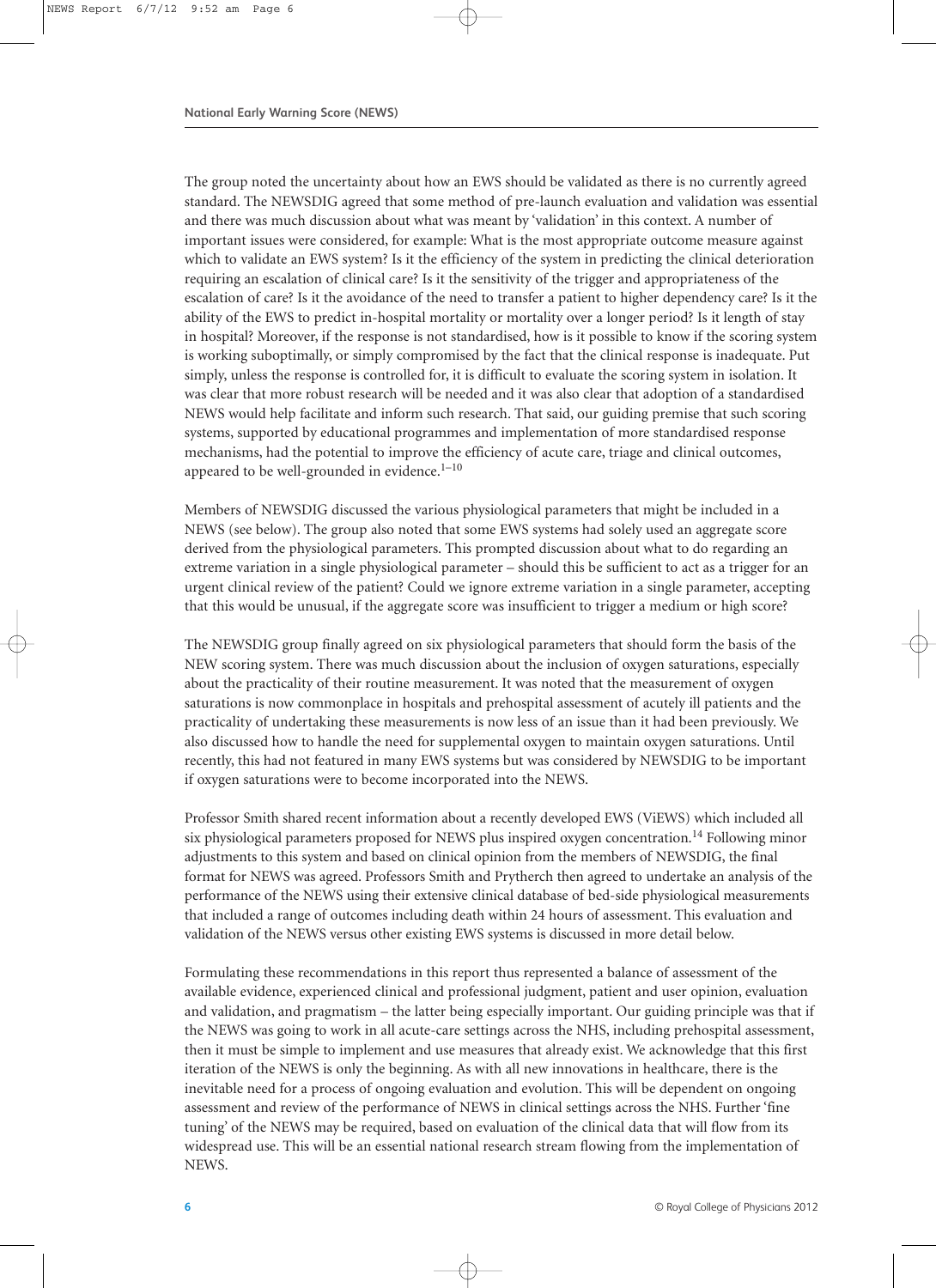The group noted the uncertainty about how an EWS should be validated as there is no currently agreed standard. The NEWSDIG agreed that some method of pre-launch evaluation and validation was essential and there was much discussion about what was meant by 'validation' in this context. A number of important issues were considered, for example: What is the most appropriate outcome measure against which to validate an EWS system? Is it the efficiency of the system in predicting the clinical deterioration requiring an escalation of clinical care? Is it the sensitivity of the trigger and appropriateness of the escalation of care? Is it the avoidance of the need to transfer a patient to higher dependency care? Is it the ability of the EWS to predict in-hospital mortality or mortality over a longer period? Is it length of stay in hospital? Moreover, if the response is not standardised, how is it possible to know if the scoring system is working suboptimally, or simply compromised by the fact that the clinical response is inadequate. Put simply, unless the response is controlled for, it is difficult to evaluate the scoring system in isolation. It was clear that more robust research will be needed and it was also clear that adoption of a standardised NEWS would help facilitate and inform such research. That said, our guiding premise that such scoring systems, supported by educational programmes and implementation of more standardised response mechanisms, had the potential to improve the efficiency of acute care, triage and clinical outcomes, appeared to be well-grounded in evidence.[1–10]

Members of NEWSDIG discussed the various physiological parameters that might be included in a NEWS (see below). The group also noted that some EWS systems had solely used an aggregate score derived from the physiological parameters. This prompted discussion about what to do regarding an extreme variation in a single physiological parameter – should this be sufficient to act as a trigger for an urgent clinical review of the patient? Could we ignore extreme variation in a single parameter, accepting that this would be unusual, if the aggregate score was insufficient to trigger a medium or high score?

The NEWSDIG group finally agreed on six physiological parameters that should form the basis of the NEW scoring system. There was much discussion about the inclusion of oxygen saturations, especially about the practicality of their routine measurement. It was noted that the measurement of oxygen saturations is now commonplace in hospitals and prehospital assessment of acutely ill patients and the practicality of undertaking these measurements is now less of an issue than it had been previously. We also discussed how to handle the need for supplemental oxygen to maintain oxygen saturations. Until recently, this had not featured in many EWS systems but was considered by NEWSDIG to be important if oxygen saturations were to become incorporated into the NEWS.

Professor Smith shared recent information about a recently developed EWS (ViEWS) which included all six physiological parameters proposed for NEWS plus inspired oxygen concentration.[14] Following minor adjustments to this system and based on clinical opinion from the members of NEWSDIG, the final format for NEWS was agreed. Professors Smith and Prytherch then agreed to undertake an analysis of the performance of the NEWS using their extensive clinical database of bed-side physiological measurements that included a range of outcomes including death within 24 hours of assessment. This evaluation and validation of the NEWS versus other existing EWS systems is discussed in more detail below.

Formulating these recommendations in this report thus represented a balance of assessment of the available evidence, experienced clinical and professional judgment, patient and user opinion, evaluation and validation, and pragmatism – the latter being especially important. Our guiding principle was that if the NEWS was going to work in all acute-care settings across the NHS, including prehospital assessment, then it must be simple to implement and use measures that already exist. We acknowledge that this first iteration of the NEWS is only the beginning. As with all new innovations in healthcare, there is the inevitable need for a process of ongoing evaluation and evolution. This will be dependent on ongoing assessment and review of the performance of NEWS in clinical settings across the NHS. Further 'fine tuning' of the NEWS may be required, based on evaluation of the clinical data that will flow from its widespread use. This will be an essential national research stream flowing from the implementation of NEWS.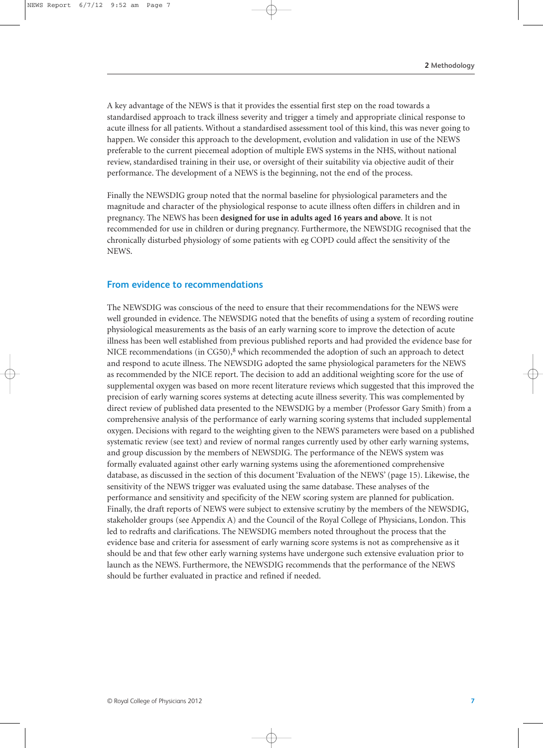A key advantage of the NEWS is that it provides the essential first step on the road towards a standardised approach to track illness severity and trigger a timely and appropriate clinical response to acute illness for all patients. Without a standardised assessment tool of this kind, this was never going to happen. We consider this approach to the development, evolution and validation in use of the NEWS preferable to the current piecemeal adoption of multiple EWS systems in the NHS, without national review, standardised training in their use, or oversight of their suitability via objective audit of their performance. The development of a NEWS is the beginning, not the end of the process.

Finally the NEWSDIG group noted that the normal baseline for physiological parameters and the magnitude and character of the physiological response to acute illness often differs in children and in pregnancy. The NEWS has been **designed for use in adults aged 16 years and above**. It is not recommended for use in children or during pregnancy. Furthermore, the NEWSDIG recognised that the chronically disturbed physiology of some patients with eg COPD could affect the sensitivity of the NEWS.

## From evidence to recommendations

The NEWSDIG was conscious of the need to ensure that their recommendations for the NEWS were well grounded in evidence. The NEWSDIG noted that the benefits of using a system of recording routine physiological measurements as the basis of an early warning score to improve the detection of acute illness has been well established from previous published reports and had provided the evidence base for NICE recommendations (in CG50),[8] which recommended the adoption of such an approach to detect and respond to acute illness. The NEWSDIG adopted the same physiological parameters for the NEWS as recommended by the NICE report. The decision to add an additional weighting score for the use of supplemental oxygen was based on more recent literature reviews which suggested that this improved the precision of early warning scores systems at detecting acute illness severity. This was complemented by direct review of published data presented to the NEWSDIG by a member (Professor Gary Smith) from a comprehensive analysis of the performance of early warning scoring systems that included supplemental oxygen. Decisions with regard to the weighting given to the NEWS parameters were based on a published systematic review (see text) and review of normal ranges currently used by other early warning systems, and group discussion by the members of NEWSDIG. The performance of the NEWS system was formally evaluated against other early warning systems using the aforementioned comprehensive database, as discussed in the section of this document 'Evaluation of the NEWS' (page 15). Likewise, the sensitivity of the NEWS trigger was evaluated using the same database. These analyses of the performance and sensitivity and specificity of the NEW scoring system are planned for publication. Finally, the draft reports of NEWS were subject to extensive scrutiny by the members of the NEWSDIG, stakeholder groups (see Appendix A) and the Council of the Royal College of Physicians, London. This led to redrafts and clarifications. The NEWSDIG members noted throughout the process that the evidence base and criteria for assessment of early warning score systems is not as comprehensive as it should be and that few other early warning systems have undergone such extensive evaluation prior to launch as the NEWS. Furthermore, the NEWSDIG recommends that the performance of the NEWS should be further evaluated in practice and refined if needed.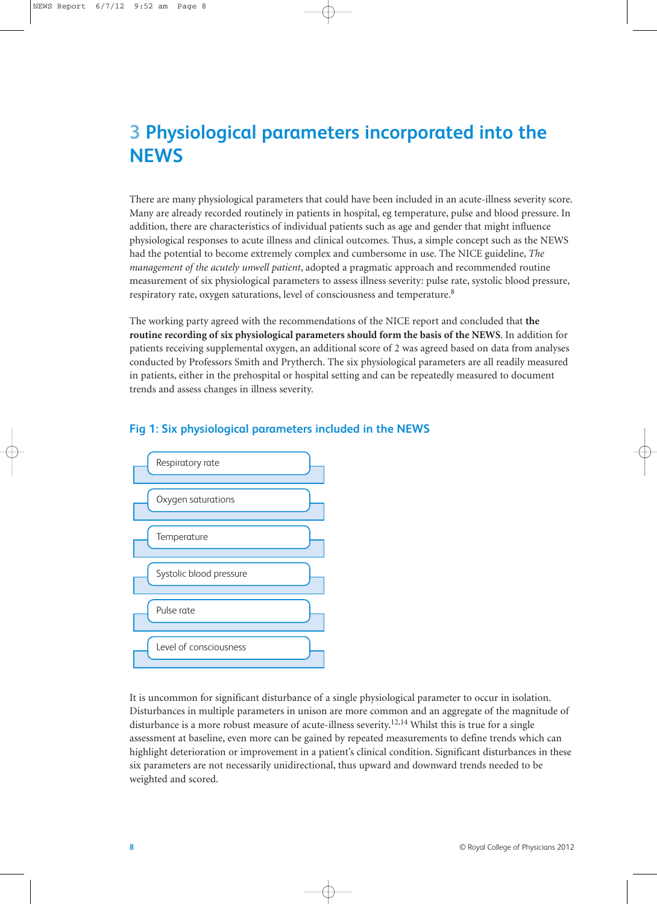# 3 Physiological parameters incorporated into the NEWS

There are many physiological parameters that could have been included in an acute-illness severity score. Many are already recorded routinely in patients in hospital, eg temperature, pulse and blood pressure. In addition, there are characteristics of individual patients such as age and gender that might influence physiological responses to acute illness and clinical outcomes. Thus, a simple concept such as the NEWS had the potential to become extremely complex and cumbersome in use. The NICE guideline, *The management of the acutely unwell patient*, adopted a pragmatic approach and recommended routine measurement of six physiological parameters to assess illness severity: pulse rate, systolic blood pressure, respiratory rate, oxygen saturations, level of consciousness and temperature.[8]

The working party agreed with the recommendations of the NICE report and concluded that **the routine recording of six physiological parameters should form the basis of the NEWS**. In addition for patients receiving supplemental oxygen, an additional score of 2 was agreed based on data from analyses conducted by Professors Smith and Prytherch. The six physiological parameters are all readily measured in patients, either in the prehospital or hospital setting and can be repeatedly measured to document trends and assess changes in illness severity.

## Fig 1: Six physiological parameters included in the NEWS

- Respiratory rate
- Oxygen saturations
- Temperature
- Systolic blood pressure
- Pulse rate
- Level of consciousness

It is uncommon for significant disturbance of a single physiological parameter to occur in isolation. Disturbances in multiple parameters in unison are more common and an aggregate of the magnitude of disturbance is a more robust measure of acute-illness severity.[12,14] Whilst this is true for a single assessment at baseline, even more can be gained by repeated measurements to define trends which can highlight deterioration or improvement in a patient's clinical condition. Significant disturbances in these six parameters are not necessarily unidirectional, thus upward and downward trends needed to be weighted and scored.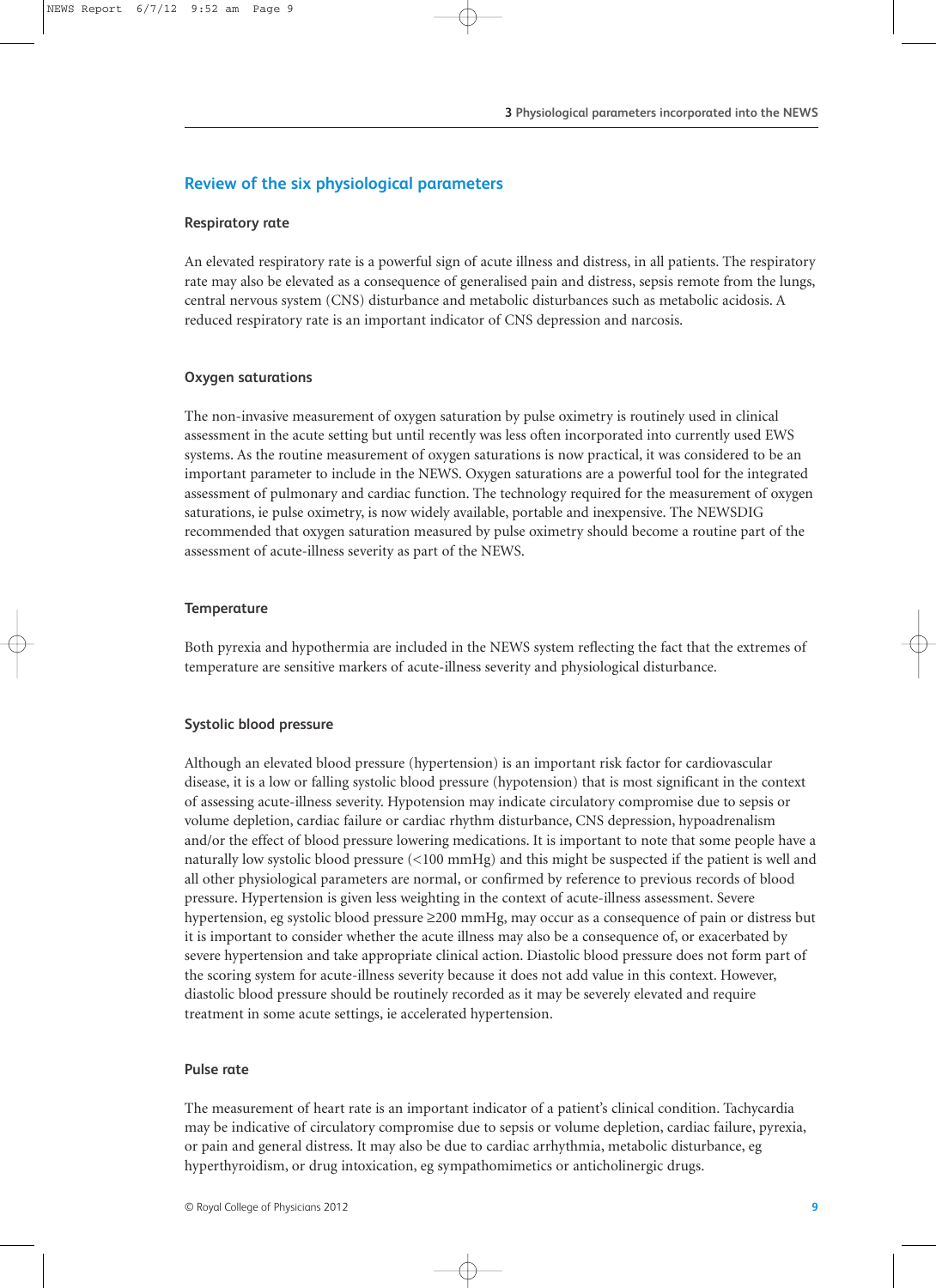## Review of the six physiological parameters

### Respiratory rate

An elevated respiratory rate is a powerful sign of acute illness and distress, in all patients. The respiratory rate may also be elevated as a consequence of generalised pain and distress, sepsis remote from the lungs, central nervous system (CNS) disturbance and metabolic disturbances such as metabolic acidosis. A reduced respiratory rate is an important indicator of CNS depression and narcosis.

### Oxygen saturations

The non-invasive measurement of oxygen saturation by pulse oximetry is routinely used in clinical assessment in the acute setting but until recently was less often incorporated into currently used EWS systems. As the routine measurement of oxygen saturations is now practical, it was considered to be an important parameter to include in the NEWS. Oxygen saturations are a powerful tool for the integrated assessment of pulmonary and cardiac function. The technology required for the measurement of oxygen saturations, ie pulse oximetry, is now widely available, portable and inexpensive. The NEWSDIG recommended that oxygen saturation measured by pulse oximetry should become a routine part of the assessment of acute-illness severity as part of the NEWS.

### Temperature

Both pyrexia and hypothermia are included in the NEWS system reflecting the fact that the extremes of temperature are sensitive markers of acute-illness severity and physiological disturbance.

### Systolic blood pressure

Although an elevated blood pressure (hypertension) is an important risk factor for cardiovascular disease, it is a low or falling systolic blood pressure (hypotension) that is most significant in the context of assessing acute-illness severity. Hypotension may indicate circulatory compromise due to sepsis or volume depletion, cardiac failure or cardiac rhythm disturbance, CNS depression, hypoadrenalism and/or the effect of blood pressure lowering medications. It is important to note that some people have a naturally low systolic blood pressure (<100 mmHg) and this might be suspected if the patient is well and all other physiological parameters are normal, or confirmed by reference to previous records of blood pressure. Hypertension is given less weighting in the context of acute-illness assessment. Severe hypertension, eg systolic blood pressure ≥200 mmHg, may occur as a consequence of pain or distress but it is important to consider whether the acute illness may also be a consequence of, or exacerbated by severe hypertension and take appropriate clinical action. Diastolic blood pressure does not form part of the scoring system for acute-illness severity because it does not add value in this context. However, diastolic blood pressure should be routinely recorded as it may be severely elevated and require treatment in some acute settings, ie accelerated hypertension.

### Pulse rate

The measurement of heart rate is an important indicator of a patient's clinical condition. Tachycardia may be indicative of circulatory compromise due to sepsis or volume depletion, cardiac failure, pyrexia, or pain and general distress. It may also be due to cardiac arrhythmia, metabolic disturbance, eg hyperthyroidism, or drug intoxication, eg sympathomimetics or anticholinergic drugs.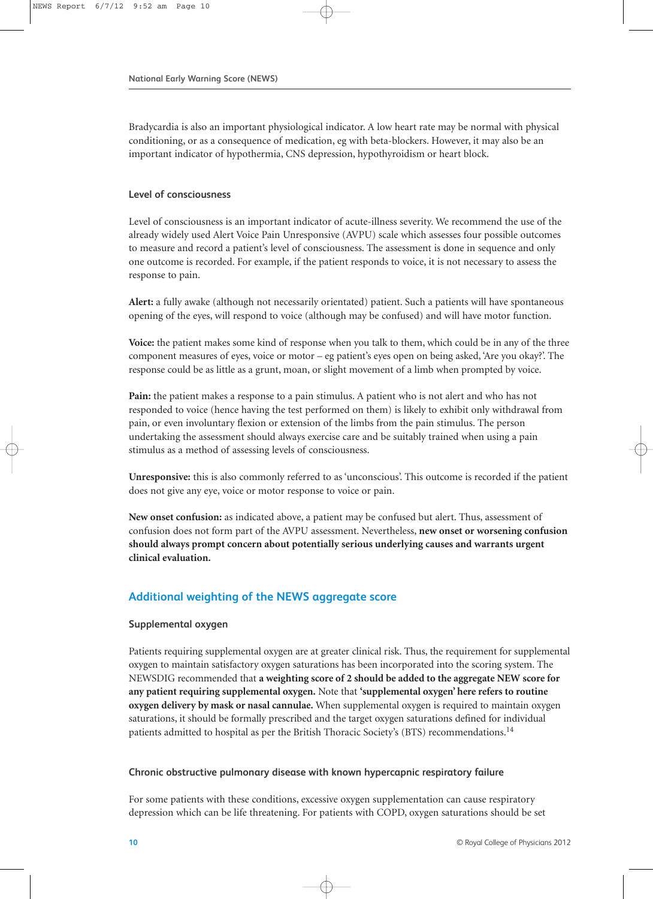Bradycardia is also an important physiological indicator. A low heart rate may be normal with physical conditioning, or as a consequence of medication, eg with beta-blockers. However, it may also be an important indicator of hypothermia, CNS depression, hypothyroidism or heart block.

### Level of consciousness

Level of consciousness is an important indicator of acute-illness severity. We recommend the use of the already widely used Alert Voice Pain Unresponsive (AVPU) scale which assesses four possible outcomes to measure and record a patient's level of consciousness. The assessment is done in sequence and only one outcome is recorded. For example, if the patient responds to voice, it is not necessary to assess the response to pain.

**Alert:** a fully awake (although not necessarily orientated) patient. Such a patients will have spontaneous opening of the eyes, will respond to voice (although may be confused) and will have motor function.

**Voice:** the patient makes some kind of response when you talk to them, which could be in any of the three component measures of eyes, voice or motor – eg patient's eyes open on being asked, 'Are you okay?'. The response could be as little as a grunt, moan, or slight movement of a limb when prompted by voice.

**Pain:** the patient makes a response to a pain stimulus. A patient who is not alert and who has not responded to voice (hence having the test performed on them) is likely to exhibit only withdrawal from pain, or even involuntary flexion or extension of the limbs from the pain stimulus. The person undertaking the assessment should always exercise care and be suitably trained when using a pain stimulus as a method of assessing levels of consciousness.

**Unresponsive:** this is also commonly referred to as 'unconscious'. This outcome is recorded if the patient does not give any eye, voice or motor response to voice or pain.

**New onset confusion:** as indicated above, a patient may be confused but alert. Thus, assessment of confusion does not form part of the AVPU assessment. Nevertheless, **new onset or worsening confusion should always prompt concern about potentially serious underlying causes and warrants urgent clinical evaluation.**

## Additional weighting of the NEWS aggregate score

### Supplemental oxygen

Patients requiring supplemental oxygen are at greater clinical risk. Thus, the requirement for supplemental oxygen to maintain satisfactory oxygen saturations has been incorporated into the scoring system. The NEWSDIG recommended that **a weighting score of 2 should be added to the aggregate NEW score for any patient requiring supplemental oxygen.** Note that **'supplemental oxygen' here refers to routine oxygen delivery by mask or nasal cannulae.** When supplemental oxygen is required to maintain oxygen saturations, it should be formally prescribed and the target oxygen saturations defined for individual patients admitted to hospital as per the British Thoracic Society's (BTS) recommendations.[14]

### Chronic obstructive pulmonary disease with known hypercapnic respiratory failure

For some patients with these conditions, excessive oxygen supplementation can cause respiratory depression which can be life threatening. For patients with COPD, oxygen saturations should be set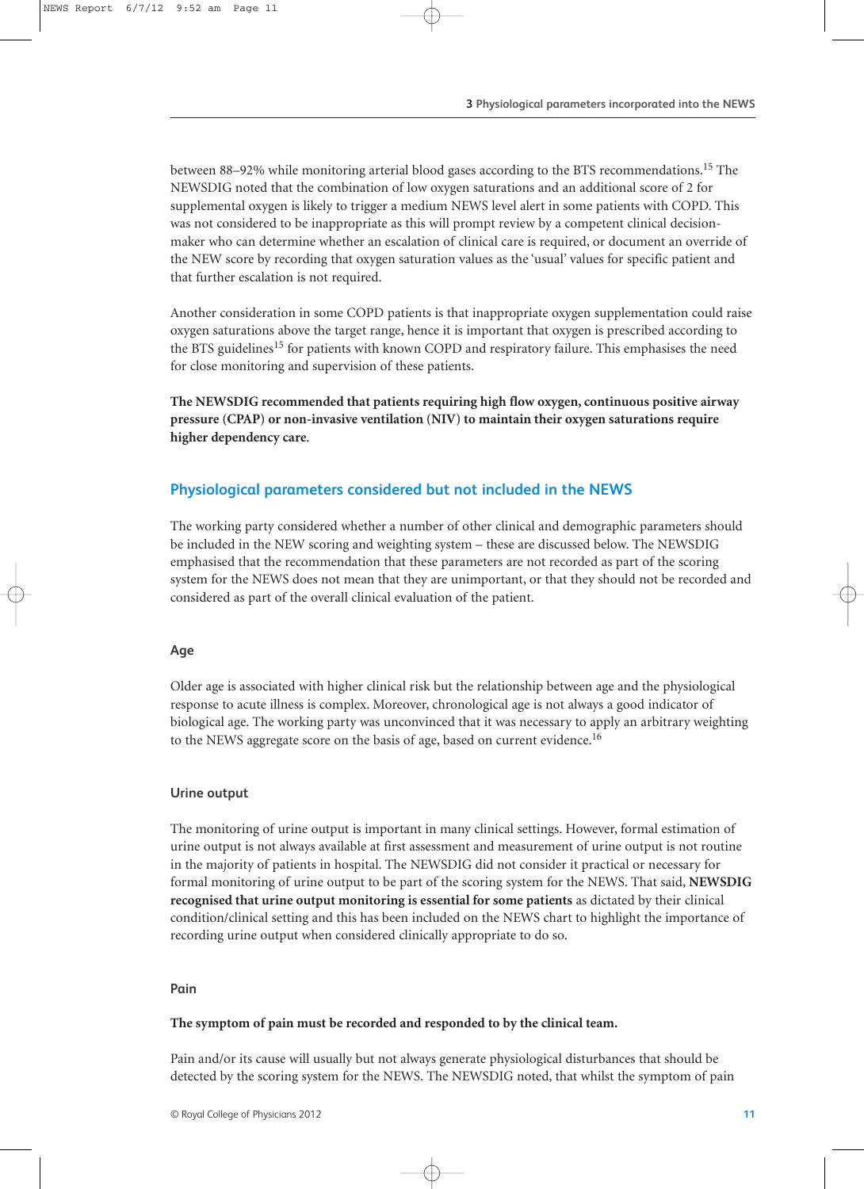between 88–92% while monitoring arterial blood gases according to the BTS recommendations.[15] The NEWSDIG noted that the combination of low oxygen saturations and an additional score of 2 for supplemental oxygen is likely to trigger a medium NEWS level alert in some patients with COPD. This was not considered to be inappropriate as this will prompt review by a competent clinical decision-maker who can determine whether an escalation of clinical care is required, or document an override of the NEW score by recording that oxygen saturation values as the 'usual' values for specific patient and that further escalation is not required.

Another consideration in some COPD patients is that inappropriate oxygen supplementation could raise oxygen saturations above the target range, hence it is important that oxygen is prescribed according to the BTS guidelines[15] for patients with known COPD and respiratory failure. This emphasises the need for close monitoring and supervision of these patients.

**The NEWSDIG recommended that patients requiring high flow oxygen, continuous positive airway pressure (CPAP) or non-invasive ventilation (NIV) to maintain their oxygen saturations require higher dependency care**.

## Physiological parameters considered but not included in the NEWS

The working party considered whether a number of other clinical and demographic parameters should be included in the NEW scoring and weighting system – these are discussed below. The NEWSDIG emphasised that the recommendation that these parameters are not recorded as part of the scoring system for the NEWS does not mean that they are unimportant, or that they should not be recorded and considered as part of the overall clinical evaluation of the patient.

### Age

Older age is associated with higher clinical risk but the relationship between age and the physiological response to acute illness is complex. Moreover, chronological age is not always a good indicator of biological age. The working party was unconvinced that it was necessary to apply an arbitrary weighting to the NEWS aggregate score on the basis of age, based on current evidence.[16]

### Urine output

The monitoring of urine output is important in many clinical settings. However, formal estimation of urine output is not always available at first assessment and measurement of urine output is not routine in the majority of patients in hospital. The NEWSDIG did not consider it practical or necessary for formal monitoring of urine output to be part of the scoring system for the NEWS. That said, **NEWSDIG recognised that urine output monitoring is essential for some patients** as dictated by their clinical condition/clinical setting and this has been included on the NEWS chart to highlight the importance of recording urine output when considered clinically appropriate to do so.

### Pain

**The symptom of pain must be recorded and responded to by the clinical team.**

Pain and/or its cause will usually but not always generate physiological disturbances that should be detected by the scoring system for the NEWS. The NEWSDIG noted, that whilst the symptom of pain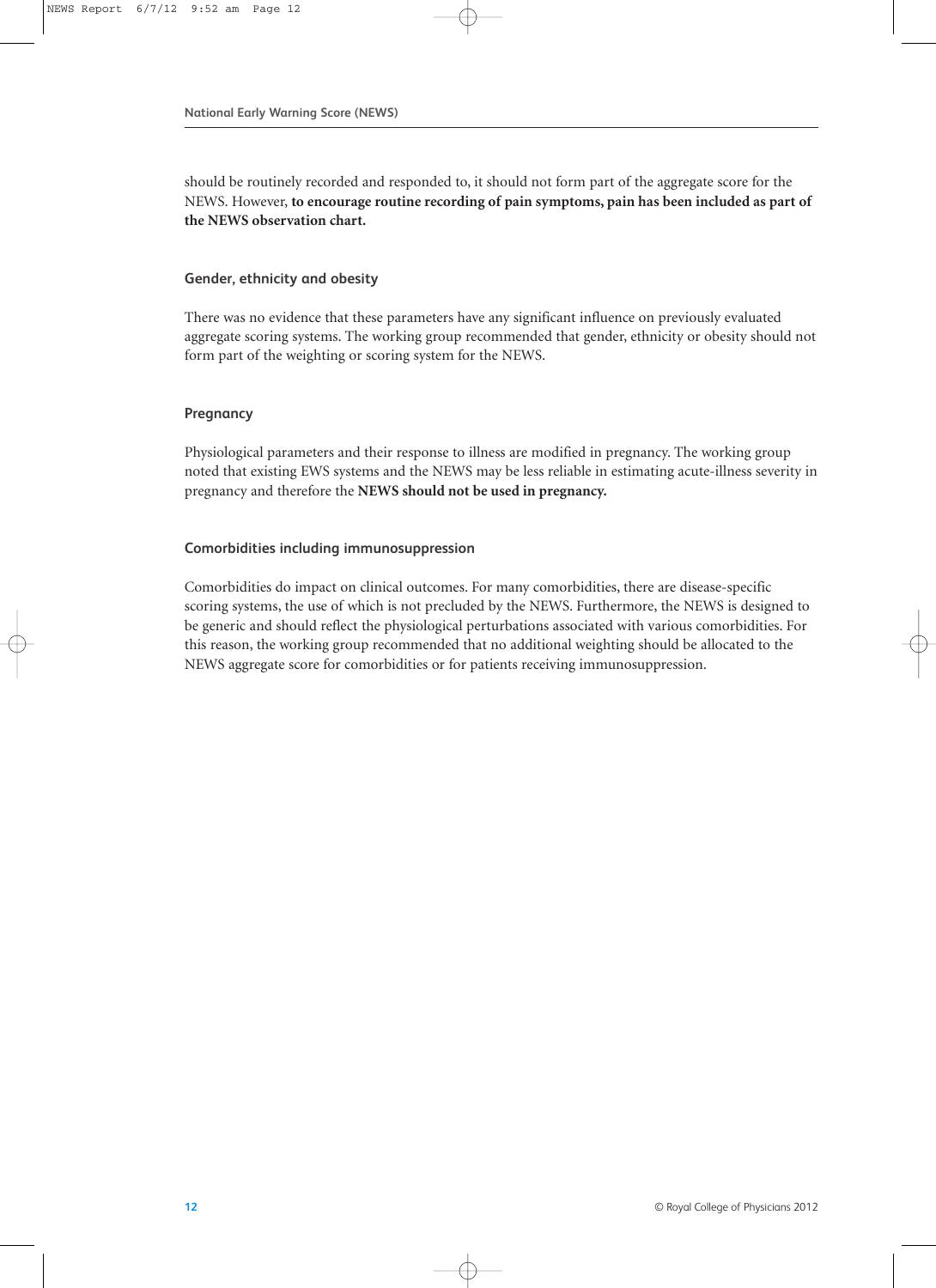should be routinely recorded and responded to, it should not form part of the aggregate score for the NEWS. However, **to encourage routine recording of pain symptoms, pain has been included as part of the NEWS observation chart.**

### Gender, ethnicity and obesity

There was no evidence that these parameters have any significant influence on previously evaluated aggregate scoring systems. The working group recommended that gender, ethnicity or obesity should not form part of the weighting or scoring system for the NEWS.

### Pregnancy

Physiological parameters and their response to illness are modified in pregnancy. The working group noted that existing EWS systems and the NEWS may be less reliable in estimating acute-illness severity in pregnancy and therefore the **NEWS should not be used in pregnancy.**

### Comorbidities including immunosuppression

Comorbidities do impact on clinical outcomes. For many comorbidities, there are disease-specific scoring systems, the use of which is not precluded by the NEWS. Furthermore, the NEWS is designed to be generic and should reflect the physiological perturbations associated with various comorbidities. For this reason, the working group recommended that no additional weighting should be allocated to the NEWS aggregate score for comorbidities or for patients receiving immunosuppression.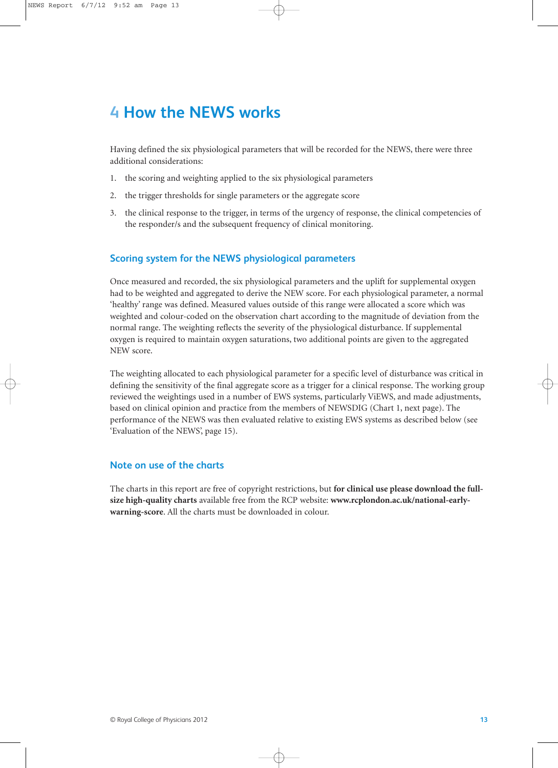# 4 How the NEWS works

Having defined the six physiological parameters that will be recorded for the NEWS, there were three additional considerations:

1. the scoring and weighting applied to the six physiological parameters
2. the trigger thresholds for single parameters or the aggregate score
3. the clinical response to the trigger, in terms of the urgency of response, the clinical competencies of the responder/s and the subsequent frequency of clinical monitoring.

## Scoring system for the NEWS physiological parameters

Once measured and recorded, the six physiological parameters and the uplift for supplemental oxygen had to be weighted and aggregated to derive the NEW score. For each physiological parameter, a normal 'healthy' range was defined. Measured values outside of this range were allocated a score which was weighted and colour-coded on the observation chart according to the magnitude of deviation from the normal range. The weighting reflects the severity of the physiological disturbance. If supplemental oxygen is required to maintain oxygen saturations, two additional points are given to the aggregated NEW score.

The weighting allocated to each physiological parameter for a specific level of disturbance was critical in defining the sensitivity of the final aggregate score as a trigger for a clinical response. The working group reviewed the weightings used in a number of EWS systems, particularly ViEWS, and made adjustments, based on clinical opinion and practice from the members of NEWSDIG (Chart 1, next page). The performance of the NEWS was then evaluated relative to existing EWS systems as described below (see 'Evaluation of the NEWS', page 15).

## Note on use of the charts

The charts in this report are free of copyright restrictions, but **for clinical use please download the full-size high-quality charts** available free from the RCP website: **www.rcplondon.ac.uk/national-early-warning-score**. All the charts must be downloaded in colour.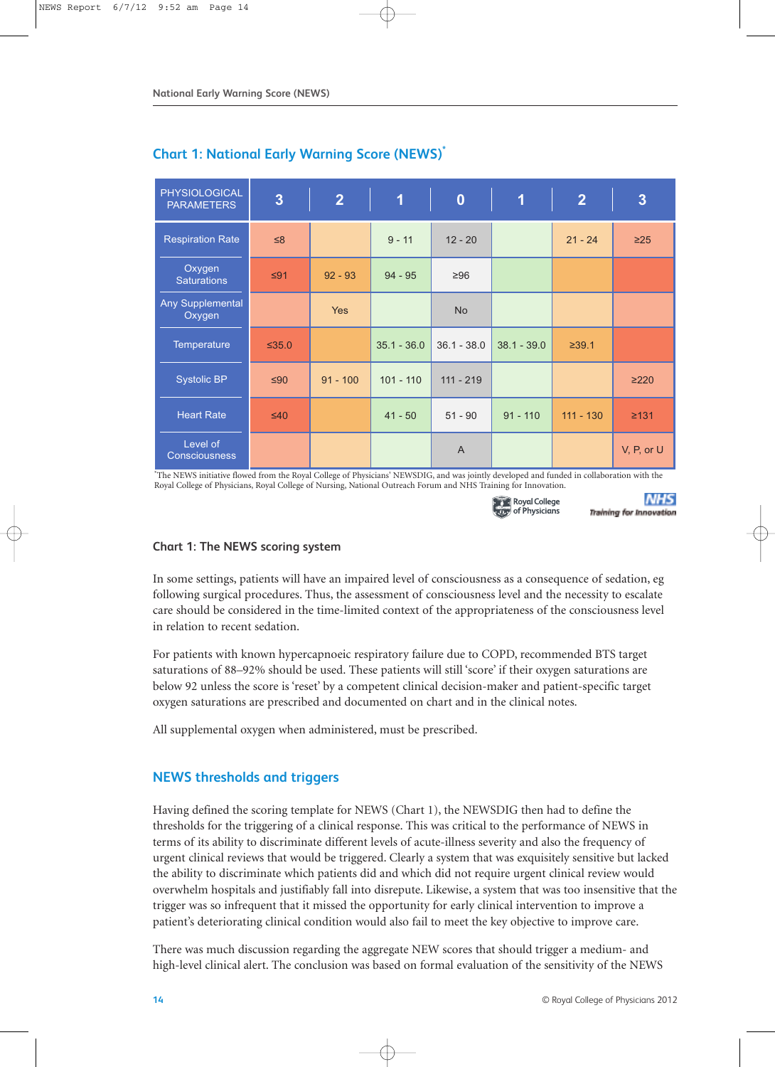## Chart 1: National Early Warning Score (NEWS)*

| PHYSIOLOGICAL PARAMETERS | 3 | 2 | 1 | 0 | 1 | 2 | 3 |
|---|---|---|---|---|---|---|---|
| Respiration Rate | ≤8 | | 9 - 11 | 12 - 20 | | 21 - 24 | ≥25 |
| Oxygen Saturations | ≤91 | 92 - 93 | 94 - 95 | ≥96 | | | |
| Any Supplemental Oxygen | | Yes | | No | | | |
| Temperature | ≤35.0 | | 35.1 - 36.0 | 36.1 - 38.0 | 38.1 - 39.0 | ≥39.1 | |
| Systolic BP | ≤90 | 91 - 100 | 101 - 110 | 111 - 219 | | | ≥220 |
| Heart Rate | ≤40 | | 41 - 50 | 51 - 90 | 91 - 110 | 111 - 130 | ≥131 |
| Level of Consciousness | | | | A | | | V, P, or U |

*The NEWS initiative flowed from the Royal College of Physicians' NEWSDIG, and was jointly developed and funded in collaboration with the Royal College of Physicians, Royal College of Nursing, National Outreach Forum and NHS Training for Innovation.

Royal College of Physicians NHS Training for Innovation

### Chart 1: The NEWS scoring system

In some settings, patients will have an impaired level of consciousness as a consequence of sedation, eg following surgical procedures. Thus, the assessment of consciousness level and the necessity to escalate care should be considered in the time-limited context of the appropriateness of the consciousness level in relation to recent sedation.

For patients with known hypercapnoeic respiratory failure due to COPD, recommended BTS target saturations of 88–92% should be used. These patients will still 'score' if their oxygen saturations are below 92 unless the score is 'reset' by a competent clinical decision-maker and patient-specific target oxygen saturations are prescribed and documented on chart and in the clinical notes.

All supplemental oxygen when administered, must be prescribed.

## NEWS thresholds and triggers

Having defined the scoring template for NEWS (Chart 1), the NEWSDIG then had to define the thresholds for the triggering of a clinical response. This was critical to the performance of NEWS in terms of its ability to discriminate different levels of acute-illness severity and also the frequency of urgent clinical reviews that would be triggered. Clearly a system that was exquisitely sensitive but lacked the ability to discriminate which patients did and which did not require urgent clinical review would overwhelm hospitals and justifiably fall into disrepute. Likewise, a system that was too insensitive that the trigger was so infrequent that it missed the opportunity for early clinical intervention to improve a patient's deteriorating clinical condition would also fail to meet the key objective to improve care.

There was much discussion regarding the aggregate NEW scores that should trigger a medium- and high-level clinical alert. The conclusion was based on formal evaluation of the sensitivity of the NEWS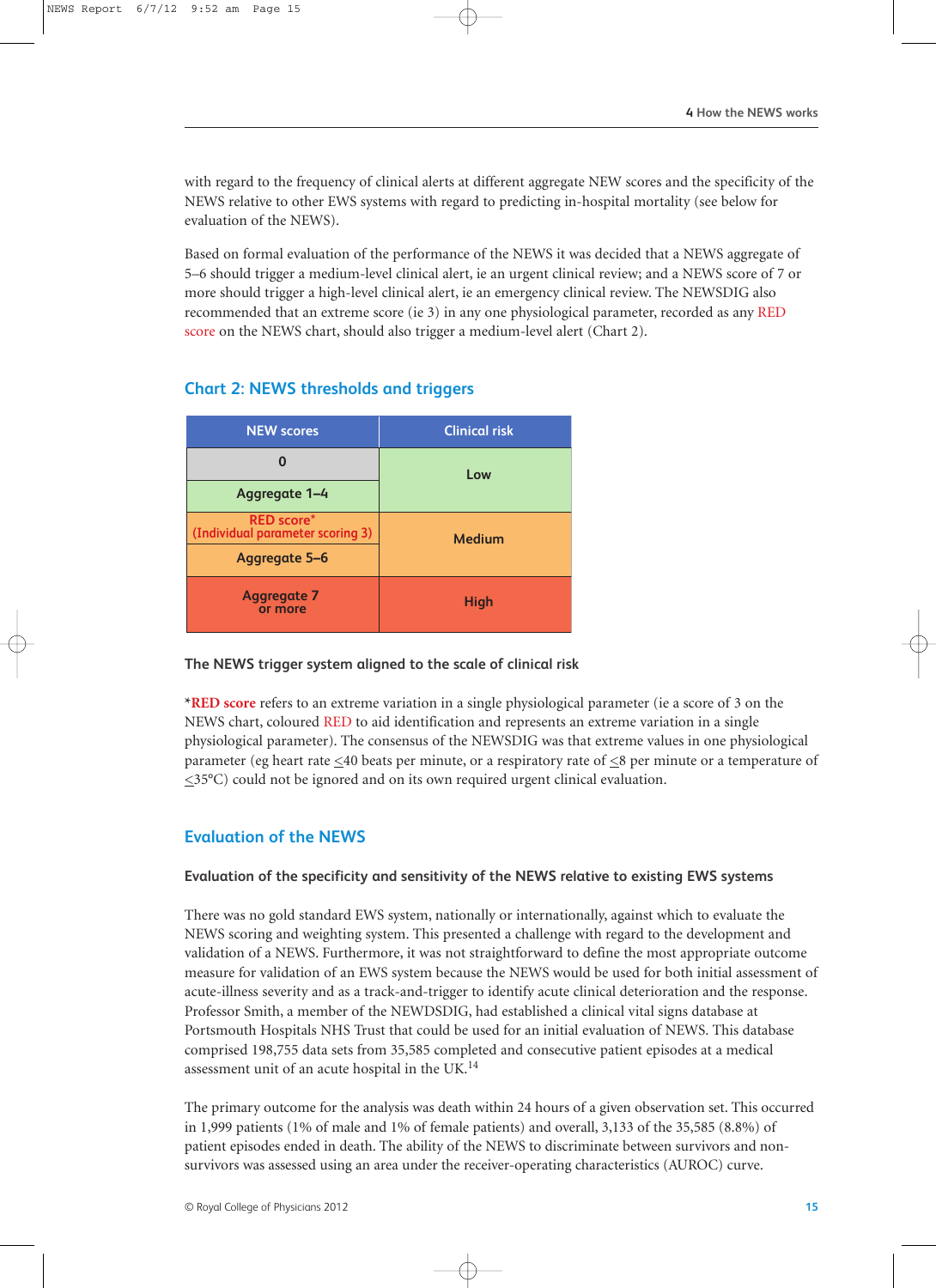with regard to the frequency of clinical alerts at different aggregate NEW scores and the specificity of the NEWS relative to other EWS systems with regard to predicting in-hospital mortality (see below for evaluation of the NEWS).

Based on formal evaluation of the performance of the NEWS it was decided that a NEWS aggregate of 5–6 should trigger a medium-level clinical alert, ie an urgent clinical review; and a NEWS score of 7 or more should trigger a high-level clinical alert, ie an emergency clinical review. The NEWSDIG also recommended that an extreme score (ie 3) in any one physiological parameter, recorded as any RED score on the NEWS chart, should also trigger a medium-level alert (Chart 2).

## Chart 2: NEWS thresholds and triggers

| NEW scores | Clinical risk |
|---|---|
| 0 | Low |
| Aggregate 1–4 | |
| RED score* (Individual parameter scoring 3) | Medium |
| Aggregate 5–6 | |
| Aggregate 7 or more | High |

**The NEWS trigger system aligned to the scale of clinical risk**

\***RED score** refers to an extreme variation in a single physiological parameter (ie a score of 3 on the NEWS chart, coloured RED to aid identification and represents an extreme variation in a single physiological parameter). The consensus of the NEWSDIG was that extreme values in one physiological parameter (eg heart rate ≤40 beats per minute, or a respiratory rate of ≤8 per minute or a temperature of ≤35°C) could not be ignored and on its own required urgent clinical evaluation.

## Evaluation of the NEWS

### Evaluation of the specificity and sensitivity of the NEWS relative to existing EWS systems

There was no gold standard EWS system, nationally or internationally, against which to evaluate the NEWS scoring and weighting system. This presented a challenge with regard to the development and validation of a NEWS. Furthermore, it was not straightforward to define the most appropriate outcome measure for validation of an EWS system because the NEWS would be used for both initial assessment of acute-illness severity and as a track-and-trigger to identify acute clinical deterioration and the response. Professor Smith, a member of the NEWDSDIG, had established a clinical vital signs database at Portsmouth Hospitals NHS Trust that could be used for an initial evaluation of NEWS. This database comprised 198,755 data sets from 35,585 completed and consecutive patient episodes at a medical assessment unit of an acute hospital in the UK.[14]

The primary outcome for the analysis was death within 24 hours of a given observation set. This occurred in 1,999 patients (1% of male and 1% of female patients) and overall, 3,133 of the 35,585 (8.8%) of patient episodes ended in death. The ability of the NEWS to discriminate between survivors and non-survivors was assessed using an area under the receiver-operating characteristics (AUROC) curve.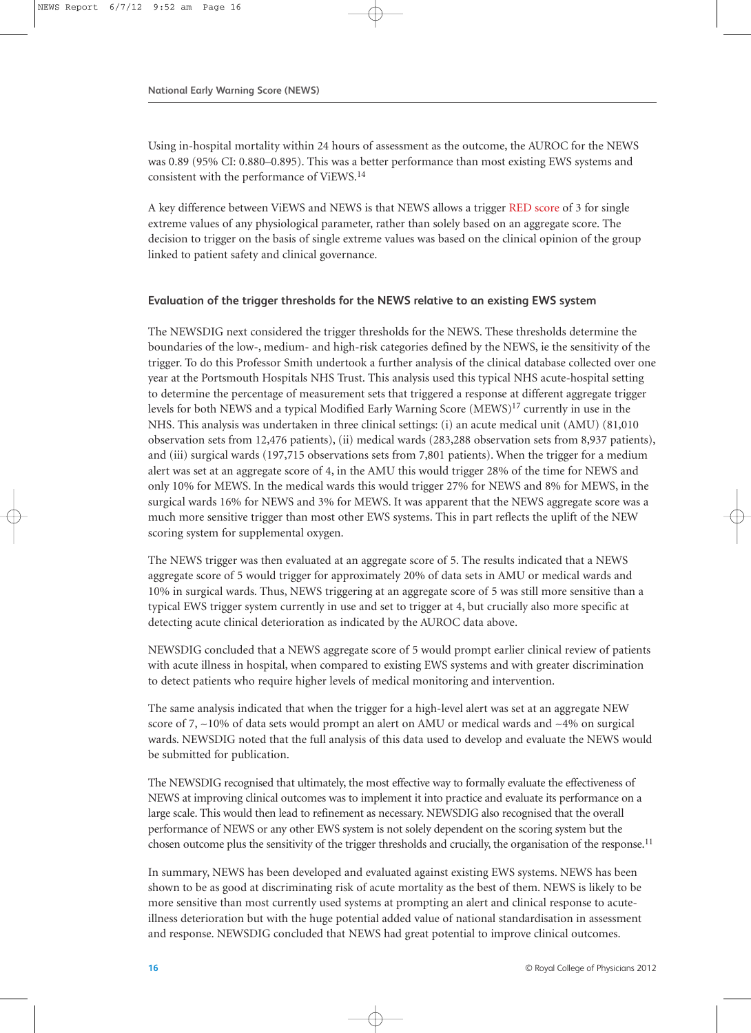Using in-hospital mortality within 24 hours of assessment as the outcome, the AUROC for the NEWS was 0.89 (95% CI: 0.880–0.895). This was a better performance than most existing EWS systems and consistent with the performance of ViEWS.[14]

A key difference between ViEWS and NEWS is that NEWS allows a trigger RED score of 3 for single extreme values of any physiological parameter, rather than solely based on an aggregate score. The decision to trigger on the basis of single extreme values was based on the clinical opinion of the group linked to patient safety and clinical governance.

### Evaluation of the trigger thresholds for the NEWS relative to an existing EWS system

The NEWSDIG next considered the trigger thresholds for the NEWS. These thresholds determine the boundaries of the low-, medium- and high-risk categories defined by the NEWS, ie the sensitivity of the trigger. To do this Professor Smith undertook a further analysis of the clinical database collected over one year at the Portsmouth Hospitals NHS Trust. This analysis used this typical NHS acute-hospital setting to determine the percentage of measurement sets that triggered a response at different aggregate trigger levels for both NEWS and a typical Modified Early Warning Score (MEWS)[17] currently in use in the NHS. This analysis was undertaken in three clinical settings: (i) an acute medical unit (AMU) (81,010 observation sets from 12,476 patients), (ii) medical wards (283,288 observation sets from 8,937 patients), and (iii) surgical wards (197,715 observations sets from 7,801 patients). When the trigger for a medium alert was set at an aggregate score of 4, in the AMU this would trigger 28% of the time for NEWS and only 10% for MEWS. In the medical wards this would trigger 27% for NEWS and 8% for MEWS, in the surgical wards 16% for NEWS and 3% for MEWS. It was apparent that the NEWS aggregate score was a much more sensitive trigger than most other EWS systems. This in part reflects the uplift of the NEW scoring system for supplemental oxygen.

The NEWS trigger was then evaluated at an aggregate score of 5. The results indicated that a NEWS aggregate score of 5 would trigger for approximately 20% of data sets in AMU or medical wards and 10% in surgical wards. Thus, NEWS triggering at an aggregate score of 5 was still more sensitive than a typical EWS trigger system currently in use and set to trigger at 4, but crucially also more specific at detecting acute clinical deterioration as indicated by the AUROC data above.

NEWSDIG concluded that a NEWS aggregate score of 5 would prompt earlier clinical review of patients with acute illness in hospital, when compared to existing EWS systems and with greater discrimination to detect patients who require higher levels of medical monitoring and intervention.

The same analysis indicated that when the trigger for a high-level alert was set at an aggregate NEW score of 7, ~10% of data sets would prompt an alert on AMU or medical wards and ~4% on surgical wards. NEWSDIG noted that the full analysis of this data used to develop and evaluate the NEWS would be submitted for publication.

The NEWSDIG recognised that ultimately, the most effective way to formally evaluate the effectiveness of NEWS at improving clinical outcomes was to implement it into practice and evaluate its performance on a large scale. This would then lead to refinement as necessary. NEWSDIG also recognised that the overall performance of NEWS or any other EWS system is not solely dependent on the scoring system but the chosen outcome plus the sensitivity of the trigger thresholds and crucially, the organisation of the response.[11]

In summary, NEWS has been developed and evaluated against existing EWS systems. NEWS has been shown to be as good at discriminating risk of acute mortality as the best of them. NEWS is likely to be more sensitive than most currently used systems at prompting an alert and clinical response to acute-illness deterioration but with the huge potential added value of national standardisation in assessment and response. NEWSDIG concluded that NEWS had great potential to improve clinical outcomes.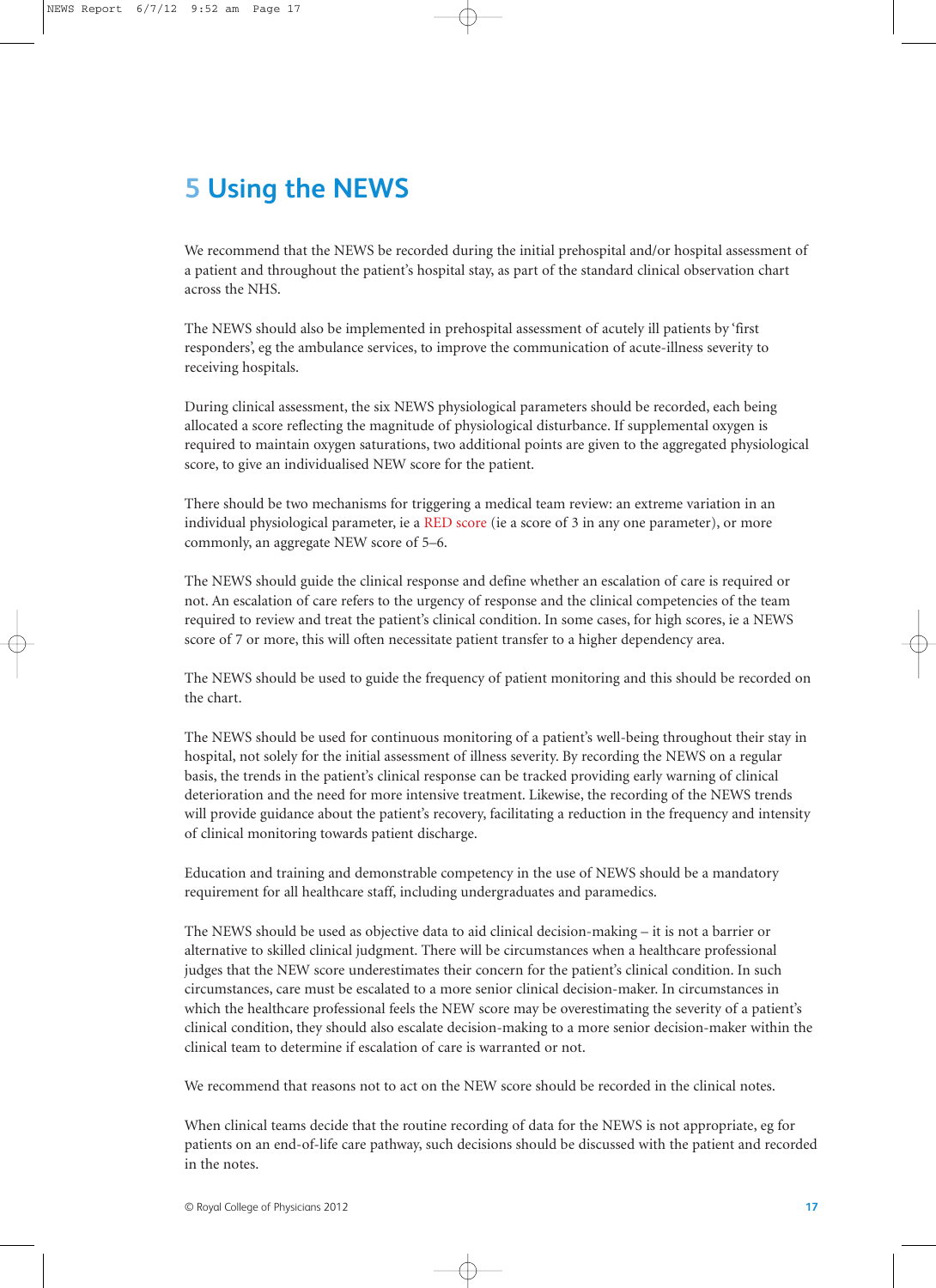# 5 Using the NEWS

We recommend that the NEWS be recorded during the initial prehospital and/or hospital assessment of a patient and throughout the patient's hospital stay, as part of the standard clinical observation chart across the NHS.

The NEWS should also be implemented in prehospital assessment of acutely ill patients by 'first responders', eg the ambulance services, to improve the communication of acute-illness severity to receiving hospitals.

During clinical assessment, the six NEWS physiological parameters should be recorded, each being allocated a score reflecting the magnitude of physiological disturbance. If supplemental oxygen is required to maintain oxygen saturations, two additional points are given to the aggregated physiological score, to give an individualised NEW score for the patient.

There should be two mechanisms for triggering a medical team review: an extreme variation in an individual physiological parameter, ie a RED score (ie a score of 3 in any one parameter), or more commonly, an aggregate NEW score of 5–6.

The NEWS should guide the clinical response and define whether an escalation of care is required or not. An escalation of care refers to the urgency of response and the clinical competencies of the team required to review and treat the patient's clinical condition. In some cases, for high scores, ie a NEWS score of 7 or more, this will often necessitate patient transfer to a higher dependency area.

The NEWS should be used to guide the frequency of patient monitoring and this should be recorded on the chart.

The NEWS should be used for continuous monitoring of a patient's well-being throughout their stay in hospital, not solely for the initial assessment of illness severity. By recording the NEWS on a regular basis, the trends in the patient's clinical response can be tracked providing early warning of clinical deterioration and the need for more intensive treatment. Likewise, the recording of the NEWS trends will provide guidance about the patient's recovery, facilitating a reduction in the frequency and intensity of clinical monitoring towards patient discharge.

Education and training and demonstrable competency in the use of NEWS should be a mandatory requirement for all healthcare staff, including undergraduates and paramedics.

The NEWS should be used as objective data to aid clinical decision-making – it is not a barrier or alternative to skilled clinical judgment. There will be circumstances when a healthcare professional judges that the NEW score underestimates their concern for the patient's clinical condition. In such circumstances, care must be escalated to a more senior clinical decision-maker. In circumstances in which the healthcare professional feels the NEW score may be overestimating the severity of a patient's clinical condition, they should also escalate decision-making to a more senior decision-maker within the clinical team to determine if escalation of care is warranted or not.

We recommend that reasons not to act on the NEW score should be recorded in the clinical notes.

When clinical teams decide that the routine recording of data for the NEWS is not appropriate, eg for patients on an end-of-life care pathway, such decisions should be discussed with the patient and recorded in the notes.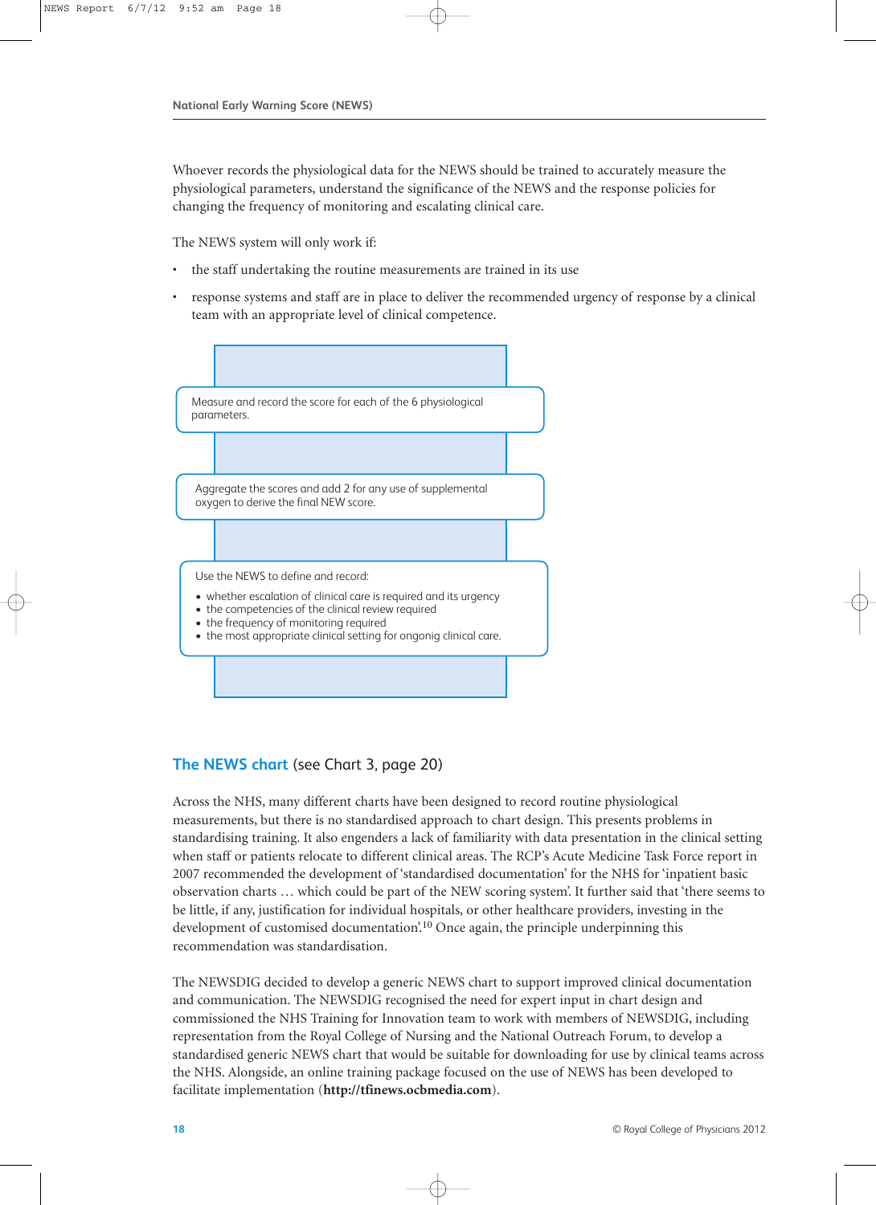Whoever records the physiological data for the NEWS should be trained to accurately measure the physiological parameters, understand the significance of the NEWS and the response policies for changing the frequency of monitoring and escalating clinical care.

The NEWS system will only work if:

- the staff undertaking the routine measurements are trained in its use
- response systems and staff are in place to deliver the recommended urgency of response by a clinical team with an appropriate level of clinical competence.

Measure and record the score for each of the 6 physiological parameters.

Aggregate the scores and add 2 for any use of supplemental oxygen to derive the final NEW score.

Use the NEWS to define and record:

- whether escalation of clinical care is required and its urgency
- the competencies of the clinical review required
- the frequency of monitoring required
- the most appropriate clinical setting for ongonig clinical care.

## The NEWS chart (see Chart 3, page 20)

Across the NHS, many different charts have been designed to record routine physiological measurements, but there is no standardised approach to chart design. This presents problems in standardising training. It also engenders a lack of familiarity with data presentation in the clinical setting when staff or patients relocate to different clinical areas. The RCP's Acute Medicine Task Force report in 2007 recommended the development of 'standardised documentation' for the NHS for 'inpatient basic observation charts … which could be part of the NEW scoring system'. It further said that 'there seems to be little, if any, justification for individual hospitals, or other healthcare providers, investing in the development of customised documentation'.[10] Once again, the principle underpinning this recommendation was standardisation.

The NEWSDIG decided to develop a generic NEWS chart to support improved clinical documentation and communication. The NEWSDIG recognised the need for expert input in chart design and commissioned the NHS Training for Innovation team to work with members of NEWSDIG, including representation from the Royal College of Nursing and the National Outreach Forum, to develop a standardised generic NEWS chart that would be suitable for downloading for use by clinical teams across the NHS. Alongside, an online training package focused on the use of NEWS has been developed to facilitate implementation (**http://tfinews.ocbmedia.com**).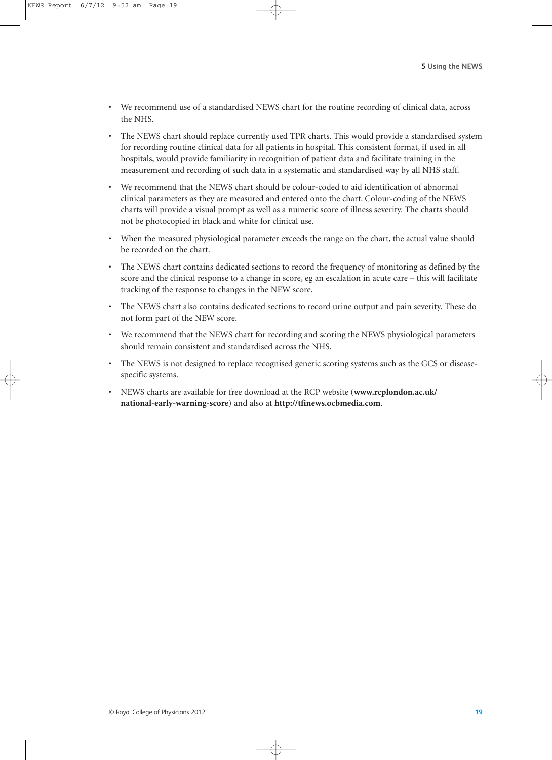- We recommend use of a standardised NEWS chart for the routine recording of clinical data, across the NHS.
- The NEWS chart should replace currently used TPR charts. This would provide a standardised system for recording routine clinical data for all patients in hospital. This consistent format, if used in all hospitals, would provide familiarity in recognition of patient data and facilitate training in the measurement and recording of such data in a systematic and standardised way by all NHS staff.
- We recommend that the NEWS chart should be colour-coded to aid identification of abnormal clinical parameters as they are measured and entered onto the chart. Colour-coding of the NEWS charts will provide a visual prompt as well as a numeric score of illness severity. The charts should not be photocopied in black and white for clinical use.
- When the measured physiological parameter exceeds the range on the chart, the actual value should be recorded on the chart.
- The NEWS chart contains dedicated sections to record the frequency of monitoring as defined by the score and the clinical response to a change in score, eg an escalation in acute care – this will facilitate tracking of the response to changes in the NEW score.
- The NEWS chart also contains dedicated sections to record urine output and pain severity. These do not form part of the NEW score.
- We recommend that the NEWS chart for recording and scoring the NEWS physiological parameters should remain consistent and standardised across the NHS.
- The NEWS is not designed to replace recognised generic scoring systems such as the GCS or disease-specific systems.
- NEWS charts are available for free download at the RCP website (**www.rcplondon.ac.uk/national-early-warning-score**) and also at **http://tfinews.ocbmedia.com**.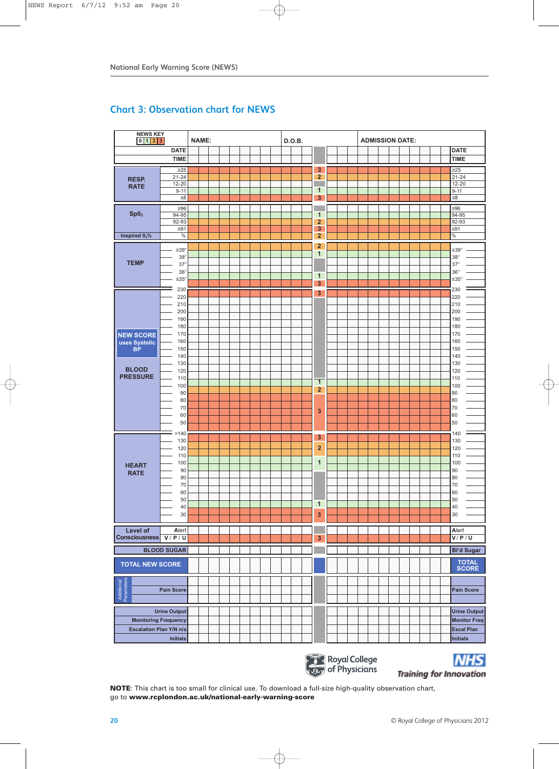## Chart 3: Observation chart for NEWS

| NEWS KEY 0 1 2 3 | NAME: | D.O.B. | | ADMISSION DATE: |
|---|---|---|---|---|

| | | | Score | | |
|---|---|---|---|---|---|
| | DATE | | | | DATE |
| | TIME | | | | TIME |
| RESP. RATE | ≥25 | | 3 | | ≥25 |
| | 21-24 | | 2 | | 21-24 |
| | 12-20 | | | | 12-20 |
| | 9-11 | | 1 | | 9-11 |
| | ≤8 | | 3 | | ≤8 |
| Sp0₂ | ≥96 | | | | ≥96 |
| | 94-95 | | 1 | | 94-95 |
| | 92-93 | | 2 | | 92-93 |
| | ≤91 | | 3 | | ≤91 |
| Inspired 0₂% | % | | 2 | | % |
| TEMP | ≥39° | | 2 | | ≥39° |
| | 38° | | 1 | | 38° |
| | 37° | | | | 37° |
| | 36° | | 1 | | 36° |
| | ≤35° | | 3 | | ≤35° |
| NEW SCORE uses Systolic BP / BLOOD PRESSURE | 230 | | 3 | | 230 |
| | 220 | | | | 220 |
| | 210 | | | | 210 |
| | 200 | | | | 200 |
| | 190 | | | | 190 |
| | 180 | | | | 180 |
| | 170 | | | | 170 |
| | 160 | | | | 160 |
| | 150 | | | | 150 |
| | 140 | | | | 140 |
| | 130 | | | | 130 |
| | 120 | | | | 120 |
| | 110 | | 1 | | 110 |
| | 100 | | 2 | | 100 |
| | 90 | | 3 | | 90 |
| | 80 | | | | 80 |
| | 70 | | | | 70 |
| | 60 | | | | 60 |
| | 50 | | | | 50 |
| HEART RATE | >140 | | 3 | | 140 |
| | 130 | | 2 | | 130 |
| | 120 | | | | 120 |
| | 110 | | 1 | | 110 |
| | 100 | | | | 100 |
| | 90 | | | | 90 |
| | 80 | | | | 80 |
| | 70 | | | | 70 |
| | 60 | | | | 60 |
| | 50 | | 1 | | 50 |
| | 40 | | 3 | | 40 |
| | 30 | | | | 30 |
| Level of Consciousness | Alert | | | | Alert |
| | V / P / U | | 3 | | V / P / U |
| | BLOOD SUGAR | | | | Bl'd Sugar |
| | TOTAL NEW SCORE | | | | TOTAL SCORE |
| Additional Parameters | Pain Score | | | | Pain Score |
| | Urine Output | | | | Urine Output |
| | Monitoring Frequency | | | | Monitor Freq |
| | Escalation Plan Y/N n/a | | | | Escal Plan |
| | Initials | | | | Initials |

Royal College of Physicians

NHS Training for Innovation

**NOTE**: This chart is too small for clinical use. To download a full-size high-quality observation chart, go to **www.rcplondon.ac.uk/national-early-warning-score**

© Royal College of Physicians 2012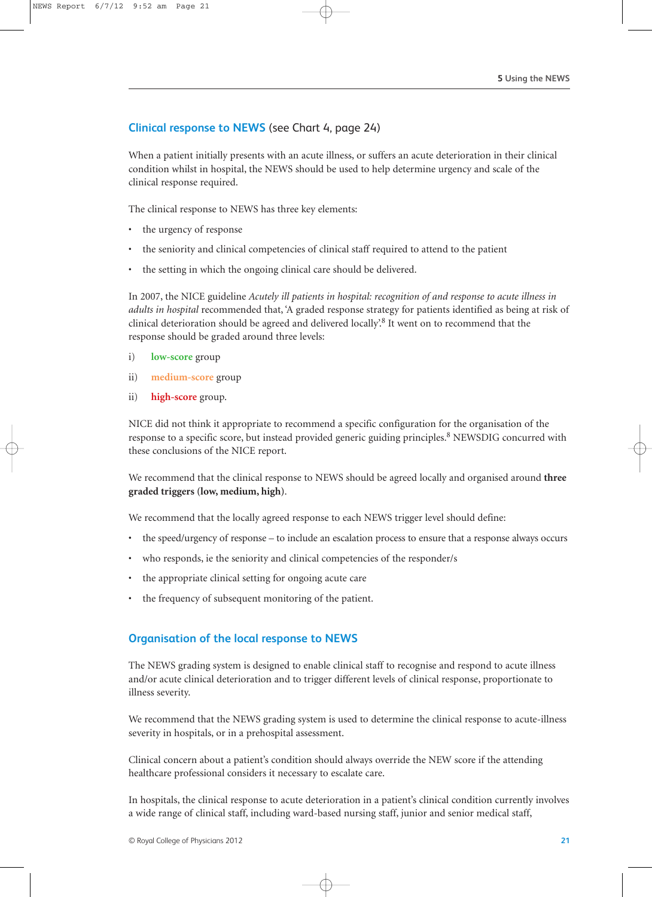## Clinical response to NEWS (see Chart 4, page 24)

When a patient initially presents with an acute illness, or suffers an acute deterioration in their clinical condition whilst in hospital, the NEWS should be used to help determine urgency and scale of the clinical response required.

The clinical response to NEWS has three key elements:

- the urgency of response
- the seniority and clinical competencies of clinical staff required to attend to the patient
- the setting in which the ongoing clinical care should be delivered.

In 2007, the NICE guideline *Acutely ill patients in hospital: recognition of and response to acute illness in adults in hospital* recommended that, 'A graded response strategy for patients identified as being at risk of clinical deterioration should be agreed and delivered locally'.[8] It went on to recommend that the response should be graded around three levels:

i) **low-score** group

ii) **medium-score** group

ii) **high-score** group.

NICE did not think it appropriate to recommend a specific configuration for the organisation of the response to a specific score, but instead provided generic guiding principles.[8] NEWSDIG concurred with these conclusions of the NICE report.

We recommend that the clinical response to NEWS should be agreed locally and organised around **three graded triggers (low, medium, high)**.

We recommend that the locally agreed response to each NEWS trigger level should define:

- the speed/urgency of response – to include an escalation process to ensure that a response always occurs
- who responds, ie the seniority and clinical competencies of the responder/s
- the appropriate clinical setting for ongoing acute care
- the frequency of subsequent monitoring of the patient.

## Organisation of the local response to NEWS

The NEWS grading system is designed to enable clinical staff to recognise and respond to acute illness and/or acute clinical deterioration and to trigger different levels of clinical response, proportionate to illness severity.

We recommend that the NEWS grading system is used to determine the clinical response to acute-illness severity in hospitals, or in a prehospital assessment.

Clinical concern about a patient's condition should always override the NEW score if the attending healthcare professional considers it necessary to escalate care.

In hospitals, the clinical response to acute deterioration in a patient's clinical condition currently involves a wide range of clinical staff, including ward-based nursing staff, junior and senior medical staff,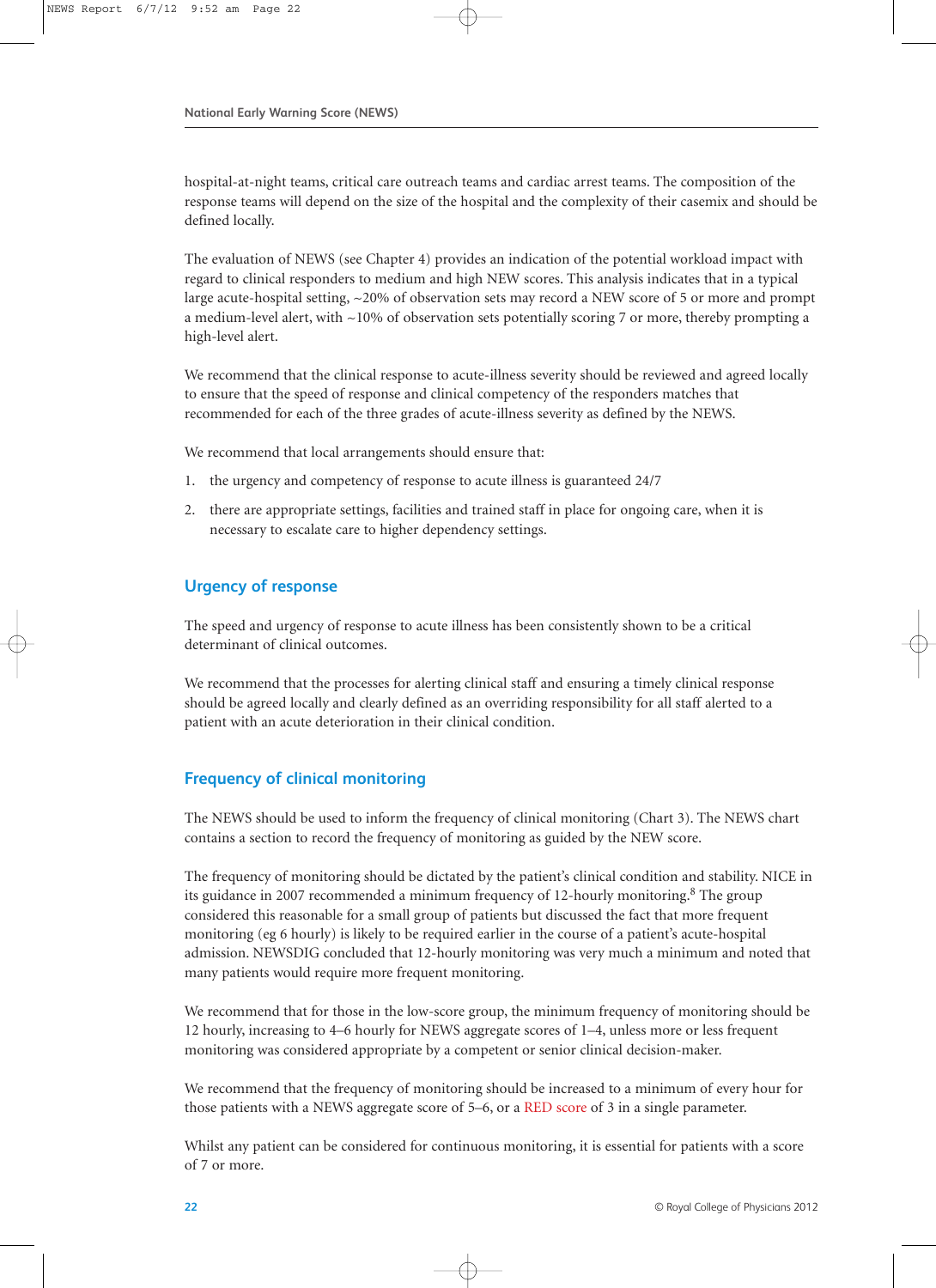hospital-at-night teams, critical care outreach teams and cardiac arrest teams. The composition of the response teams will depend on the size of the hospital and the complexity of their casemix and should be defined locally.

The evaluation of NEWS (see Chapter 4) provides an indication of the potential workload impact with regard to clinical responders to medium and high NEW scores. This analysis indicates that in a typical large acute-hospital setting, ~20% of observation sets may record a NEW score of 5 or more and prompt a medium-level alert, with ~10% of observation sets potentially scoring 7 or more, thereby prompting a high-level alert.

We recommend that the clinical response to acute-illness severity should be reviewed and agreed locally to ensure that the speed of response and clinical competency of the responders matches that recommended for each of the three grades of acute-illness severity as defined by the NEWS.

We recommend that local arrangements should ensure that:

1. the urgency and competency of response to acute illness is guaranteed 24/7
2. there are appropriate settings, facilities and trained staff in place for ongoing care, when it is necessary to escalate care to higher dependency settings.

## Urgency of response

The speed and urgency of response to acute illness has been consistently shown to be a critical determinant of clinical outcomes.

We recommend that the processes for alerting clinical staff and ensuring a timely clinical response should be agreed locally and clearly defined as an overriding responsibility for all staff alerted to a patient with an acute deterioration in their clinical condition.

## Frequency of clinical monitoring

The NEWS should be used to inform the frequency of clinical monitoring (Chart 3). The NEWS chart contains a section to record the frequency of monitoring as guided by the NEW score.

The frequency of monitoring should be dictated by the patient's clinical condition and stability. NICE in its guidance in 2007 recommended a minimum frequency of 12-hourly monitoring.[8] The group considered this reasonable for a small group of patients but discussed the fact that more frequent monitoring (eg 6 hourly) is likely to be required earlier in the course of a patient's acute-hospital admission. NEWSDIG concluded that 12-hourly monitoring was very much a minimum and noted that many patients would require more frequent monitoring.

We recommend that for those in the low-score group, the minimum frequency of monitoring should be 12 hourly, increasing to 4–6 hourly for NEWS aggregate scores of 1–4, unless more or less frequent monitoring was considered appropriate by a competent or senior clinical decision-maker.

We recommend that the frequency of monitoring should be increased to a minimum of every hour for those patients with a NEWS aggregate score of 5–6, or a RED score of 3 in a single parameter.

Whilst any patient can be considered for continuous monitoring, it is essential for patients with a score of 7 or more.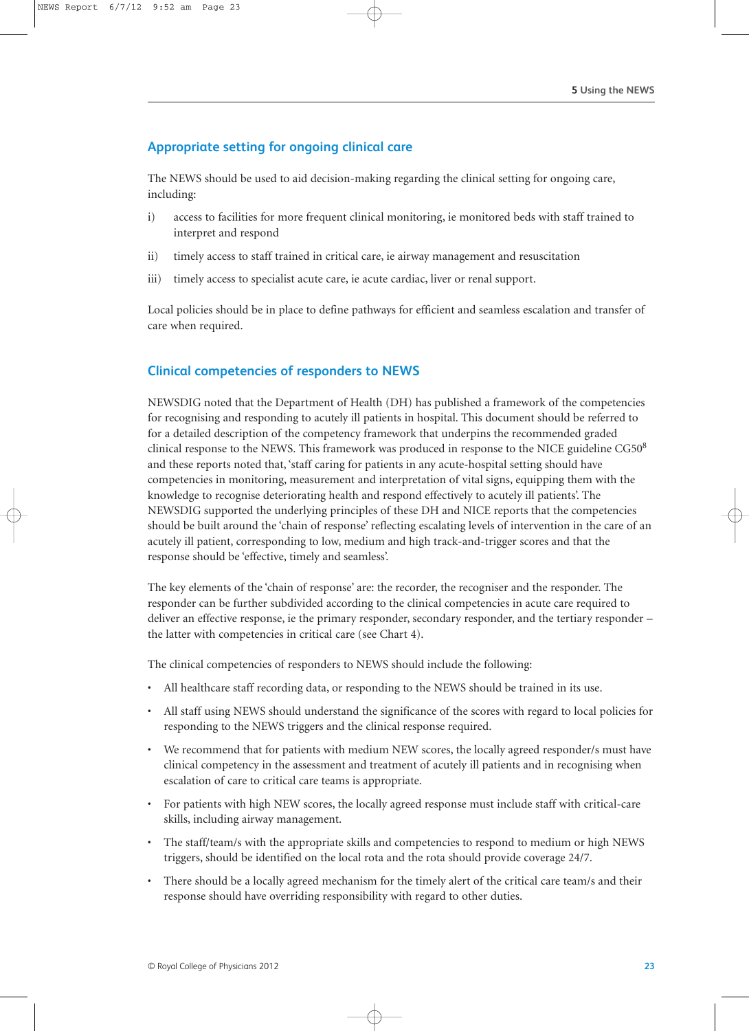## Appropriate setting for ongoing clinical care

The NEWS should be used to aid decision-making regarding the clinical setting for ongoing care, including:

i) access to facilities for more frequent clinical monitoring, ie monitored beds with staff trained to interpret and respond

ii) timely access to staff trained in critical care, ie airway management and resuscitation

iii) timely access to specialist acute care, ie acute cardiac, liver or renal support.

Local policies should be in place to define pathways for efficient and seamless escalation and transfer of care when required.

## Clinical competencies of responders to NEWS

NEWSDIG noted that the Department of Health (DH) has published a framework of the competencies for recognising and responding to acutely ill patients in hospital. This document should be referred to for a detailed description of the competency framework that underpins the recommended graded clinical response to the NEWS. This framework was produced in response to the NICE guideline CG50[8] and these reports noted that, 'staff caring for patients in any acute-hospital setting should have competencies in monitoring, measurement and interpretation of vital signs, equipping them with the knowledge to recognise deteriorating health and respond effectively to acutely ill patients'. The NEWSDIG supported the underlying principles of these DH and NICE reports that the competencies should be built around the 'chain of response' reflecting escalating levels of intervention in the care of an acutely ill patient, corresponding to low, medium and high track-and-trigger scores and that the response should be 'effective, timely and seamless'.

The key elements of the 'chain of response' are: the recorder, the recogniser and the responder. The responder can be further subdivided according to the clinical competencies in acute care required to deliver an effective response, ie the primary responder, secondary responder, and the tertiary responder – the latter with competencies in critical care (see Chart 4).

The clinical competencies of responders to NEWS should include the following:

- All healthcare staff recording data, or responding to the NEWS should be trained in its use.
- All staff using NEWS should understand the significance of the scores with regard to local policies for responding to the NEWS triggers and the clinical response required.
- We recommend that for patients with medium NEW scores, the locally agreed responder/s must have clinical competency in the assessment and treatment of acutely ill patients and in recognising when escalation of care to critical care teams is appropriate.
- For patients with high NEW scores, the locally agreed response must include staff with critical-care skills, including airway management.
- The staff/team/s with the appropriate skills and competencies to respond to medium or high NEWS triggers, should be identified on the local rota and the rota should provide coverage 24/7.
- There should be a locally agreed mechanism for the timely alert of the critical care team/s and their response should have overriding responsibility with regard to other duties.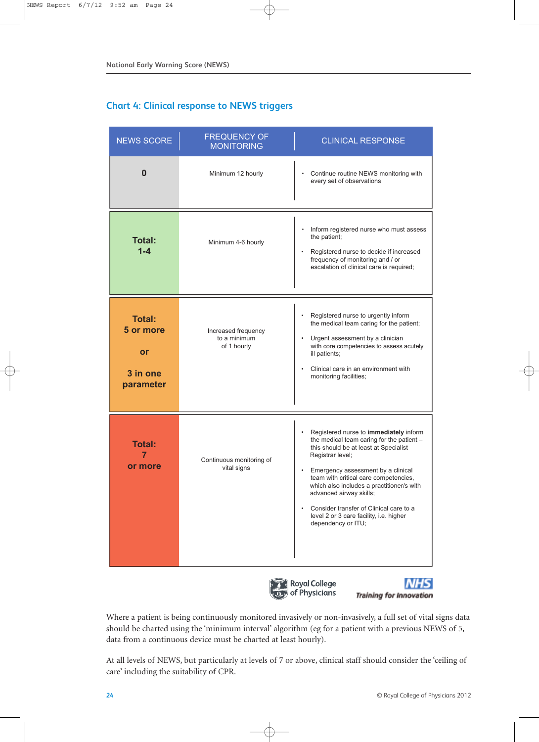## Chart 4: Clinical response to NEWS triggers

| NEWS SCORE | FREQUENCY OF MONITORING | CLINICAL RESPONSE |
|---|---|---|
| **0** | Minimum 12 hourly | • Continue routine NEWS monitoring with every set of observations |
| **Total: 1-4** | Minimum 4-6 hourly | • Inform registered nurse who must assess the patient;<br>• Registered nurse to decide if increased frequency of monitoring and / or escalation of clinical care is required; |
| **Total: 5 or more or 3 in one parameter** | Increased frequency to a minimum of 1 hourly | • Registered nurse to urgently inform the medical team caring for the patient;<br>• Urgent assessment by a clinician with core competencies to assess acutely ill patients;<br>• Clinical care in an environment with monitoring facilities; |
| **Total: 7 or more** | Continuous monitoring of vital signs | • Registered nurse to **immediately** inform the medical team caring for the patient – this should be at least at Specialist Registrar level;<br>• Emergency assessment by a clinical team with critical care competencies, which also includes a practitioner/s with advanced airway skills;<br>• Consider transfer of Clinical care to a level 2 or 3 care facility, i.e. higher dependency or ITU; |

Royal College of Physicians

NHS Training for Innovation

Where a patient is being continuously monitored invasively or non-invasively, a full set of vital signs data should be charted using the 'minimum interval' algorithm (eg for a patient with a previous NEWS of 5, data from a continuous device must be charted at least hourly).

At all levels of NEWS, but particularly at levels of 7 or above, clinical staff should consider the 'ceiling of care' including the suitability of CPR.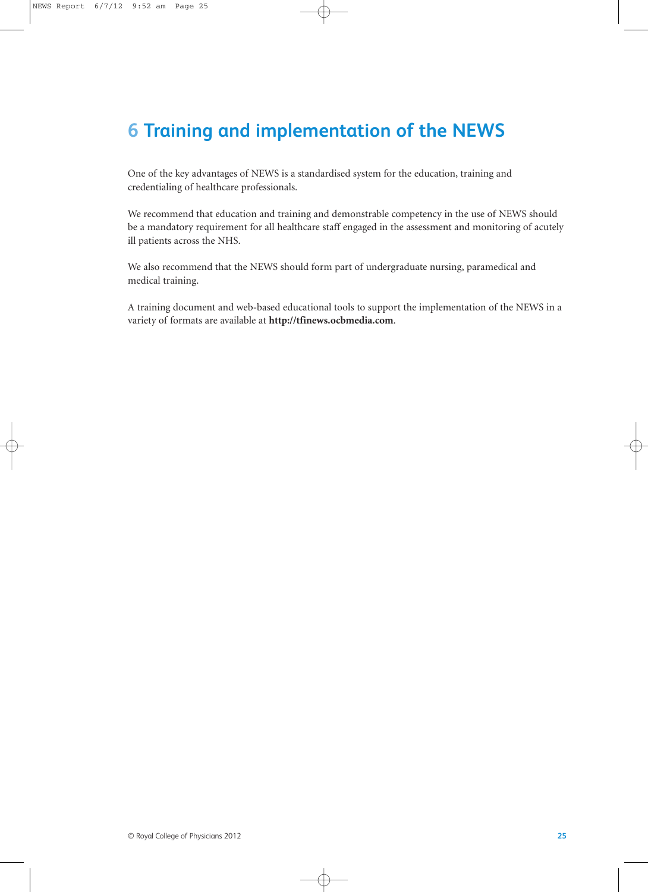# 6 Training and implementation of the NEWS

One of the key advantages of NEWS is a standardised system for the education, training and credentialing of healthcare professionals.

We recommend that education and training and demonstrable competency in the use of NEWS should be a mandatory requirement for all healthcare staff engaged in the assessment and monitoring of acutely ill patients across the NHS.

We also recommend that the NEWS should form part of undergraduate nursing, paramedical and medical training.

A training document and web-based educational tools to support the implementation of the NEWS in a variety of formats are available at **http://tfinews.ocbmedia.com**.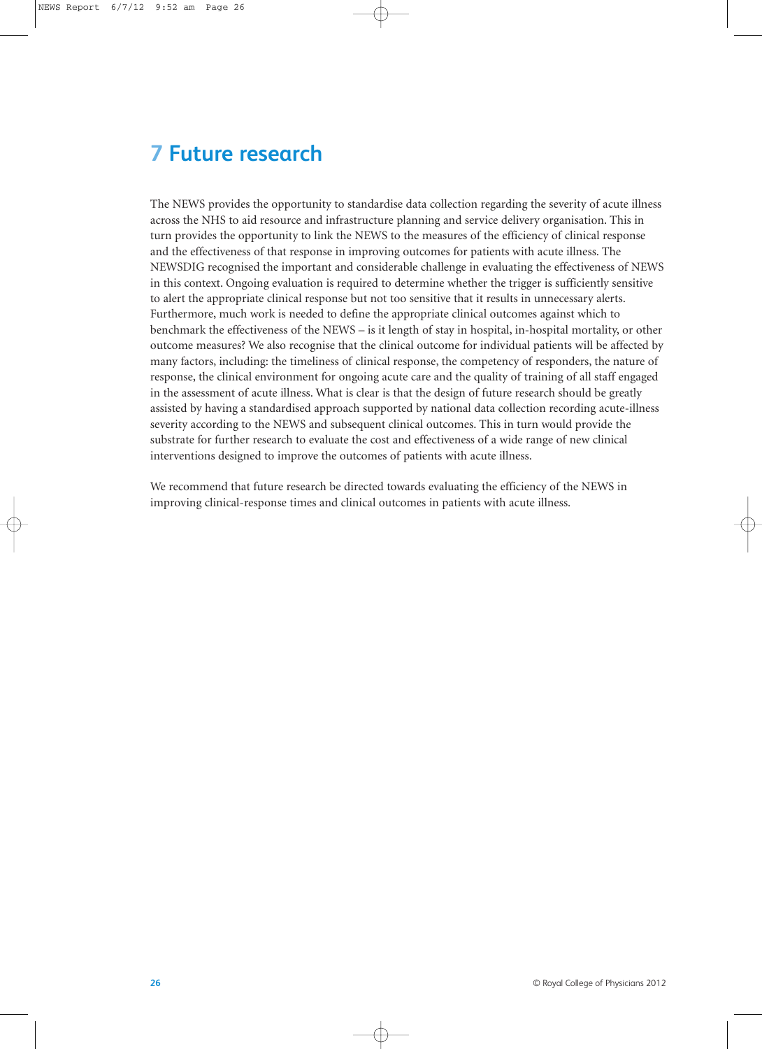# 7 Future research

The NEWS provides the opportunity to standardise data collection regarding the severity of acute illness across the NHS to aid resource and infrastructure planning and service delivery organisation. This in turn provides the opportunity to link the NEWS to the measures of the efficiency of clinical response and the effectiveness of that response in improving outcomes for patients with acute illness. The NEWSDIG recognised the important and considerable challenge in evaluating the effectiveness of NEWS in this context. Ongoing evaluation is required to determine whether the trigger is sufficiently sensitive to alert the appropriate clinical response but not too sensitive that it results in unnecessary alerts. Furthermore, much work is needed to define the appropriate clinical outcomes against which to benchmark the effectiveness of the NEWS – is it length of stay in hospital, in-hospital mortality, or other outcome measures? We also recognise that the clinical outcome for individual patients will be affected by many factors, including: the timeliness of clinical response, the competency of responders, the nature of response, the clinical environment for ongoing acute care and the quality of training of all staff engaged in the assessment of acute illness. What is clear is that the design of future research should be greatly assisted by having a standardised approach supported by national data collection recording acute-illness severity according to the NEWS and subsequent clinical outcomes. This in turn would provide the substrate for further research to evaluate the cost and effectiveness of a wide range of new clinical interventions designed to improve the outcomes of patients with acute illness.

We recommend that future research be directed towards evaluating the efficiency of the NEWS in improving clinical-response times and clinical outcomes in patients with acute illness.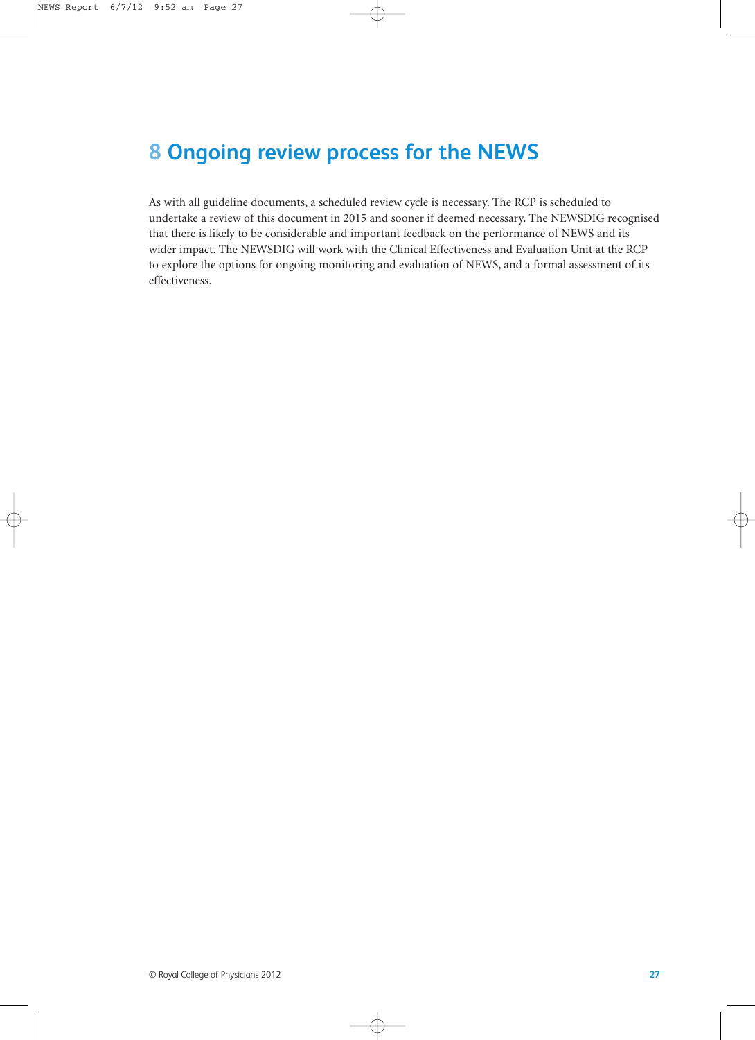# 8 Ongoing review process for the NEWS

As with all guideline documents, a scheduled review cycle is necessary. The RCP is scheduled to undertake a review of this document in 2015 and sooner if deemed necessary. The NEWSDIG recognised that there is likely to be considerable and important feedback on the performance of NEWS and its wider impact. The NEWSDIG will work with the Clinical Effectiveness and Evaluation Unit at the RCP to explore the options for ongoing monitoring and evaluation of NEWS, and a formal assessment of its effectiveness.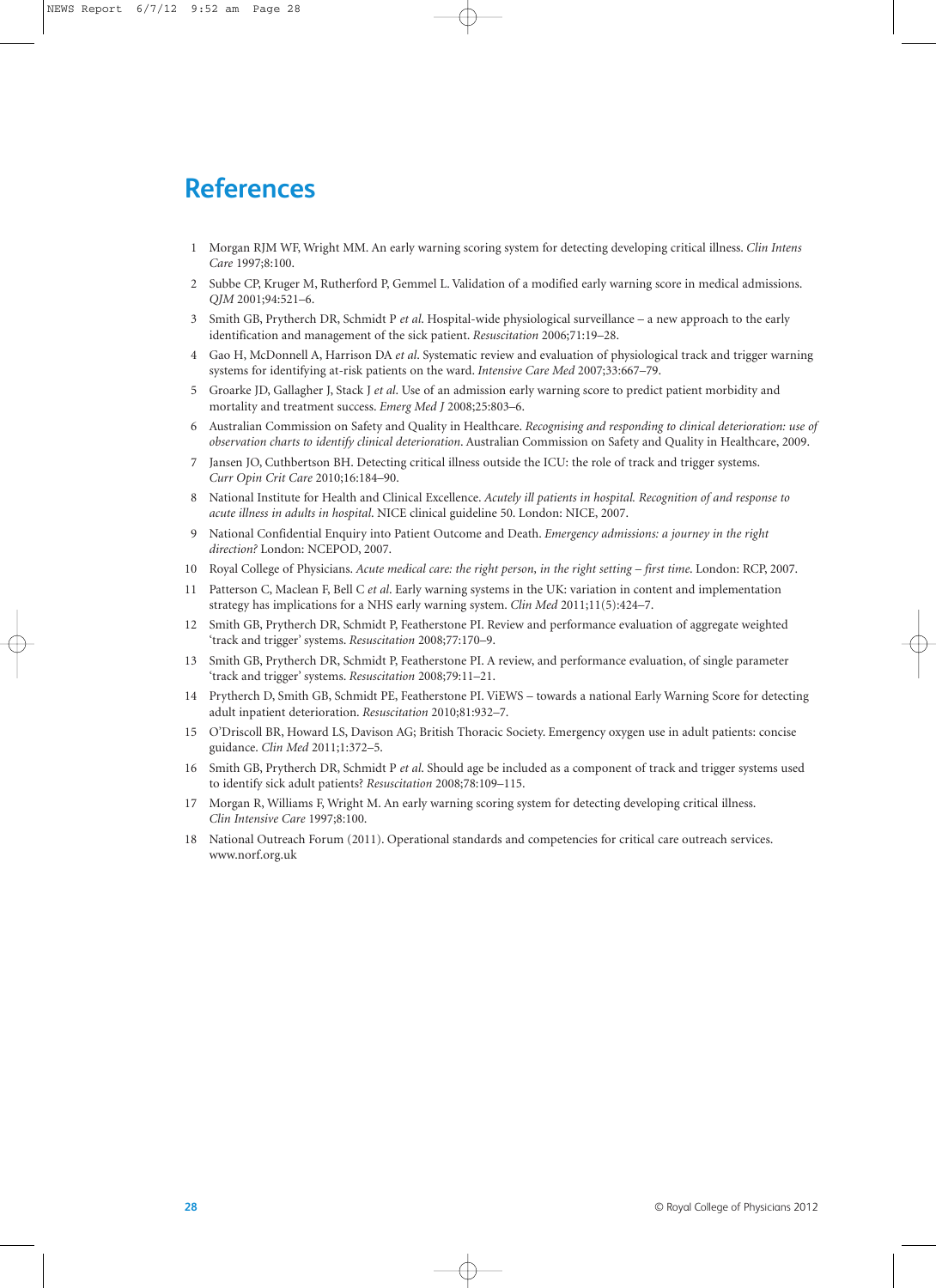# References

1. Morgan RJM WF, Wright MM. An early warning scoring system for detecting developing critical illness. *Clin Intens Care* 1997;8:100.
2. Subbe CP, Kruger M, Rutherford P, Gemmel L. Validation of a modified early warning score in medical admissions. *QJM* 2001;94:521–6.
3. Smith GB, Prytherch DR, Schmidt P *et al*. Hospital-wide physiological surveillance – a new approach to the early identification and management of the sick patient. *Resuscitation* 2006;71:19–28.
4. Gao H, McDonnell A, Harrison DA *et al*. Systematic review and evaluation of physiological track and trigger warning systems for identifying at-risk patients on the ward. *Intensive Care Med* 2007;33:667–79.
5. Groarke JD, Gallagher J, Stack J *et al*. Use of an admission early warning score to predict patient morbidity and mortality and treatment success. *Emerg Med J* 2008;25:803–6.
6. Australian Commission on Safety and Quality in Healthcare. *Recognising and responding to clinical deterioration: use of observation charts to identify clinical deterioration*. Australian Commission on Safety and Quality in Healthcare, 2009.
7. Jansen JO, Cuthbertson BH. Detecting critical illness outside the ICU: the role of track and trigger systems. *Curr Opin Crit Care* 2010;16:184–90.
8. National Institute for Health and Clinical Excellence. *Acutely ill patients in hospital. Recognition of and response to acute illness in adults in hospital*. NICE clinical guideline 50. London: NICE, 2007.
9. National Confidential Enquiry into Patient Outcome and Death. *Emergency admissions: a journey in the right direction?* London: NCEPOD, 2007.
10. Royal College of Physicians. *Acute medical care: the right person, in the right setting – first time*. London: RCP, 2007.
11. Patterson C, Maclean F, Bell C *et al*. Early warning systems in the UK: variation in content and implementation strategy has implications for a NHS early warning system. *Clin Med* 2011;11(5):424–7.
12. Smith GB, Prytherch DR, Schmidt P, Featherstone PI. Review and performance evaluation of aggregate weighted 'track and trigger' systems. *Resuscitation* 2008;77:170–9.
13. Smith GB, Prytherch DR, Schmidt P, Featherstone PI. A review, and performance evaluation, of single parameter 'track and trigger' systems. *Resuscitation* 2008;79:11–21.
14. Prytherch D, Smith GB, Schmidt PE, Featherstone PI. ViEWS – towards a national Early Warning Score for detecting adult inpatient deterioration. *Resuscitation* 2010;81:932–7.
15. O'Driscoll BR, Howard LS, Davison AG; British Thoracic Society. Emergency oxygen use in adult patients: concise guidance. *Clin Med* 2011;1:372–5.
16. Smith GB, Prytherch DR, Schmidt P *et al*. Should age be included as a component of track and trigger systems used to identify sick adult patients? *Resuscitation* 2008;78:109–115.
17. Morgan R, Williams F, Wright M. An early warning scoring system for detecting developing critical illness. *Clin Intensive Care* 1997;8:100.
18. National Outreach Forum (2011). Operational standards and competencies for critical care outreach services. www.norf.org.uk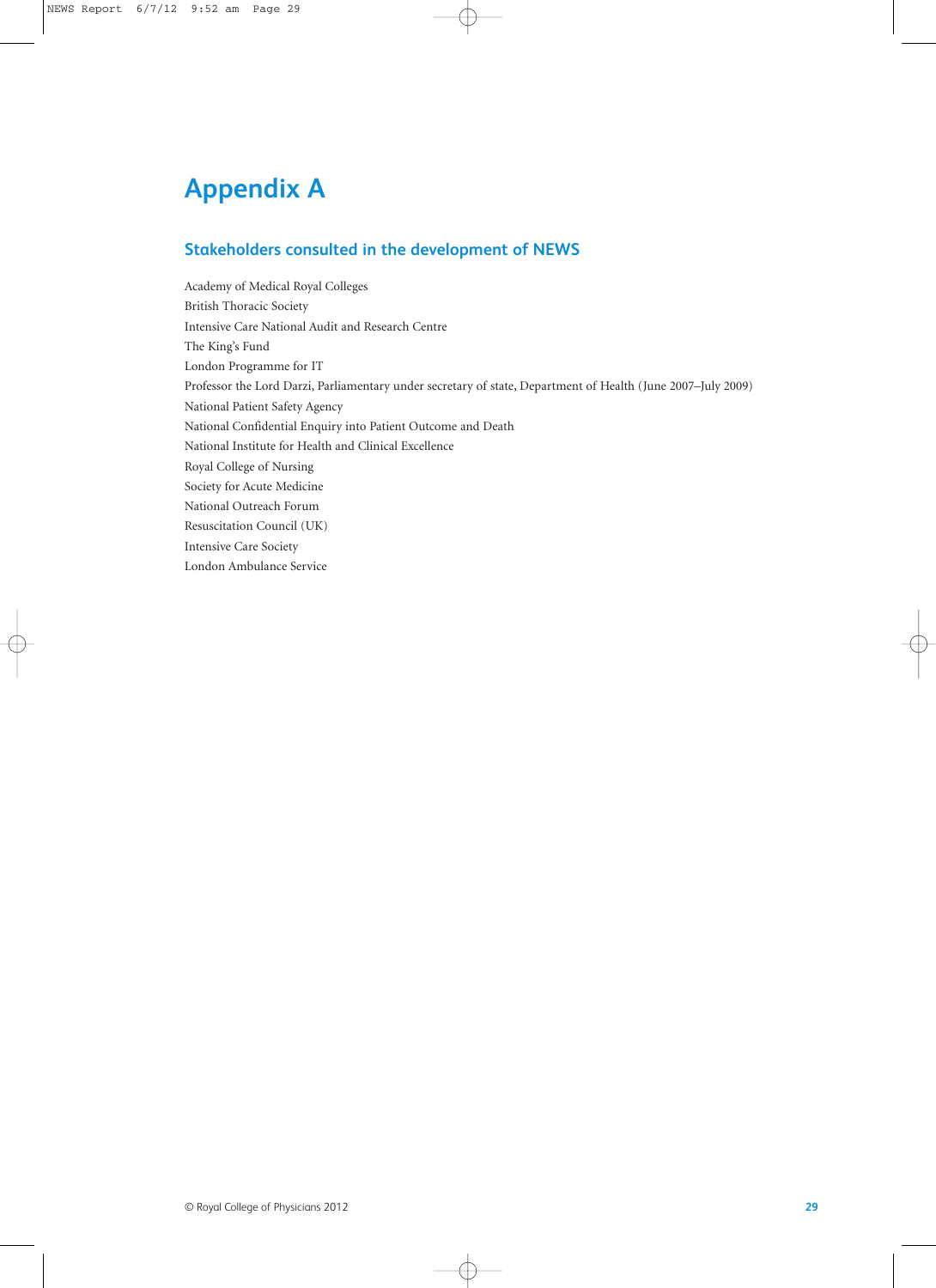# Appendix A

## Stakeholders consulted in the development of NEWS

Academy of Medical Royal Colleges
British Thoracic Society
Intensive Care National Audit and Research Centre
The King's Fund
London Programme for IT
Professor the Lord Darzi, Parliamentary under secretary of state, Department of Health (June 2007–July 2009)
National Patient Safety Agency
National Confidential Enquiry into Patient Outcome and Death
National Institute for Health and Clinical Excellence
Royal College of Nursing
Society for Acute Medicine
National Outreach Forum
Resuscitation Council (UK)
Intensive Care Society
London Ambulance Service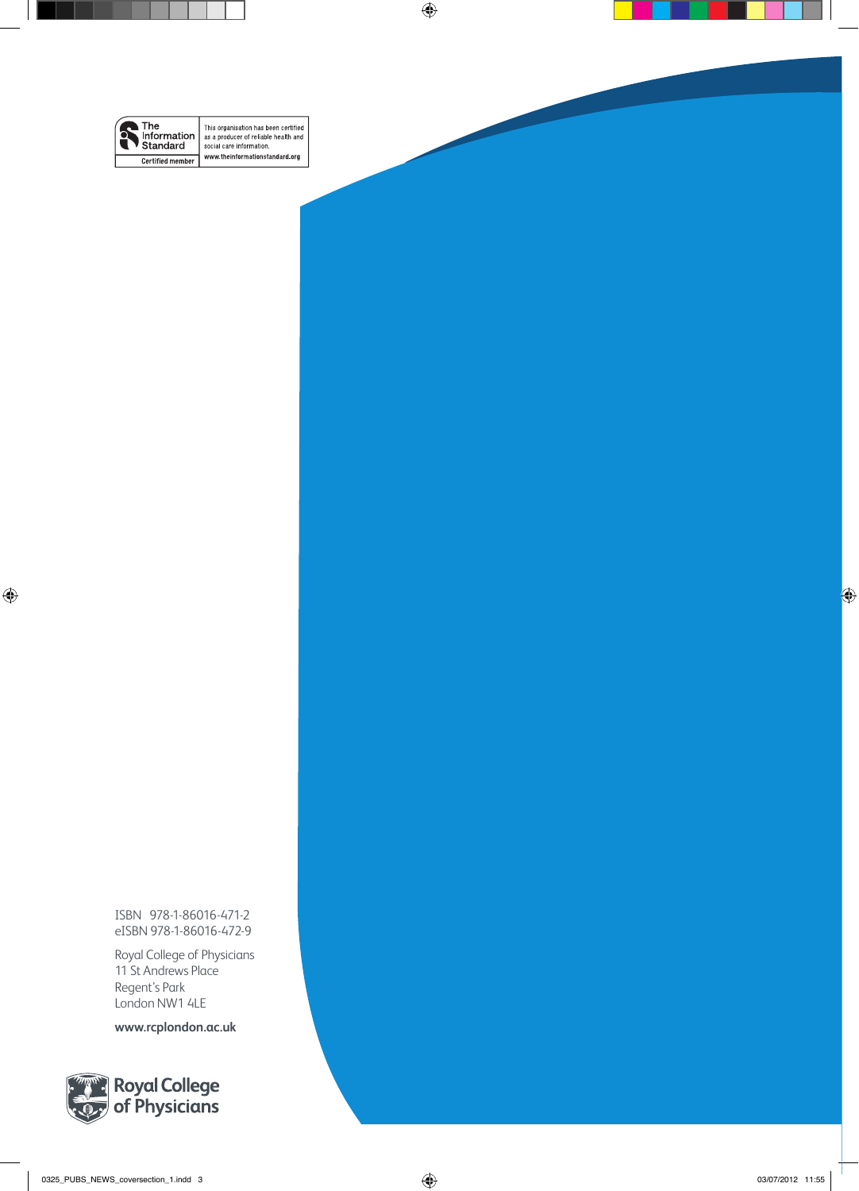The Information Standard

Certified member

This organisation has been certified as a producer of reliable health and social care information.

www.theinformationstandard.org

ISBN 978-1-86016-471-2
eISBN 978-1-86016-472-9

Royal College of Physicians
11 St Andrews Place
Regent's Park
London NW1 4LE

**www.rcplondon.ac.uk**

Royal College of Physicians